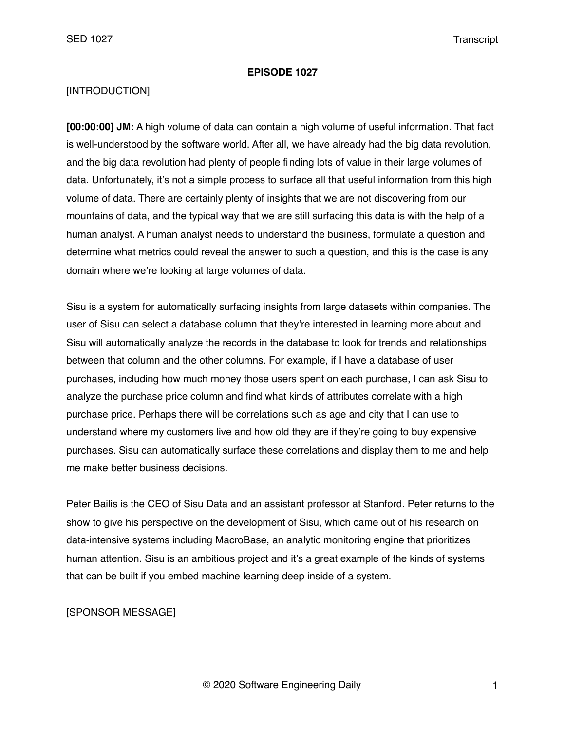**EPISODE 1027**

[INTRODUCTION]

**[00:00:00] JM:** A high volume of data can contain a high volume of useful information. That fact is well-understood by the software world. After all, we have already had the big data revolution, and the big data revolution had plenty of people finding lots of value in their large volumes of data. Unfortunately, it's not a simple process to surface all that useful information from this high volume of data. There are certainly plenty of insights that we are not discovering from our mountains of data, and the typical way that we are still surfacing this data is with the help of a human analyst. A human analyst needs to understand the business, formulate a question and determine what metrics could reveal the answer to such a question, and this is the case is any domain where we're looking at large volumes of data.

Sisu is a system for automatically surfacing insights from large datasets within companies. The user of Sisu can select a database column that they're interested in learning more about and Sisu will automatically analyze the records in the database to look for trends and relationships between that column and the other columns. For example, if I have a database of user purchases, including how much money those users spent on each purchase, I can ask Sisu to analyze the purchase price column and find what kinds of attributes correlate with a high purchase price. Perhaps there will be correlations such as age and city that I can use to understand where my customers live and how old they are if they're going to buy expensive purchases. Sisu can automatically surface these correlations and display them to me and help me make better business decisions.

Peter Bailis is the CEO of Sisu Data and an assistant professor at Stanford. Peter returns to the show to give his perspective on the development of Sisu, which came out of his research on data-intensive systems including MacroBase, an analytic monitoring engine that prioritizes human attention. Sisu is an ambitious project and it's a great example of the kinds of systems that can be built if you embed machine learning deep inside of a system.

[SPONSOR MESSAGE]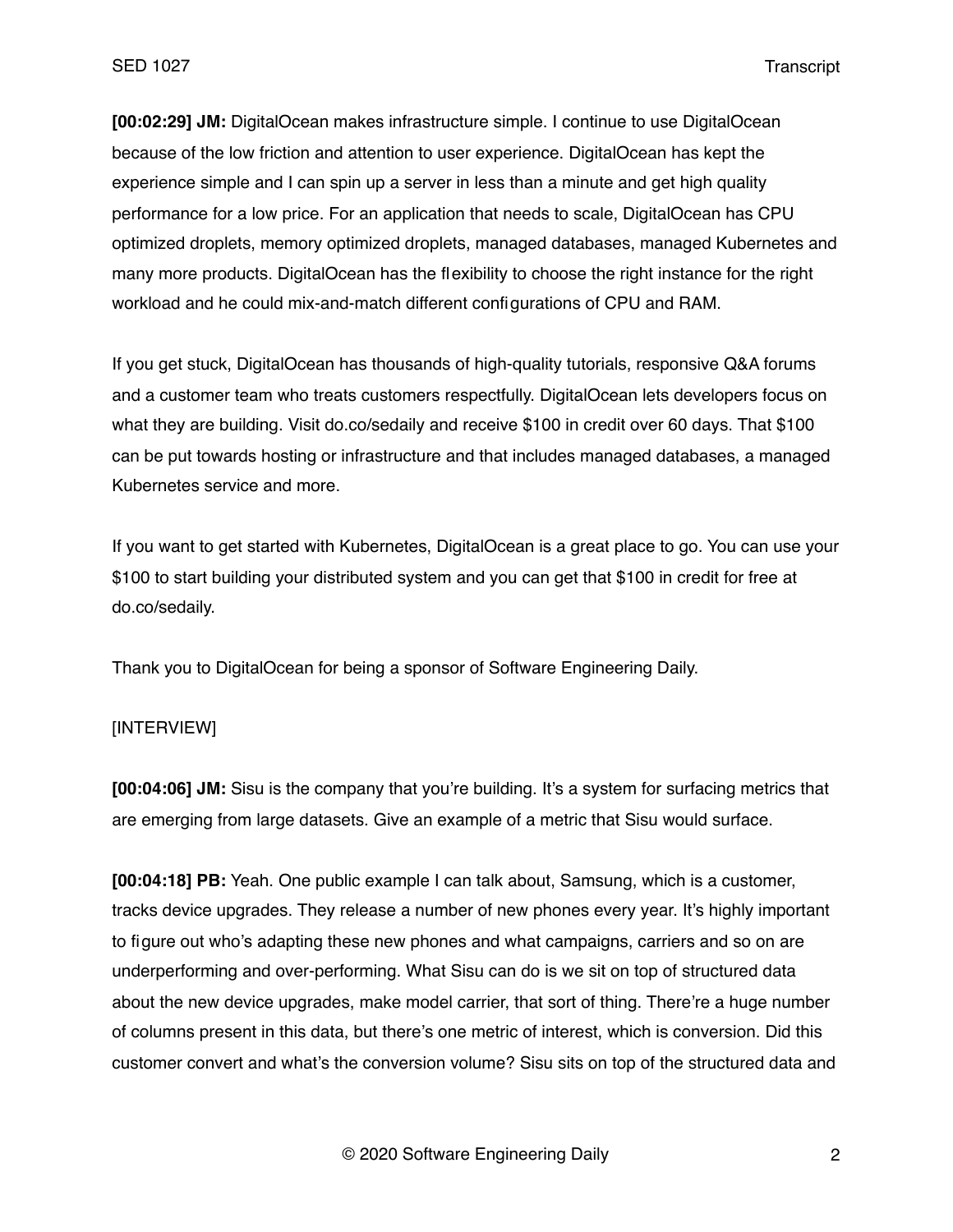**[00:02:29] JM:** DigitalOcean makes infrastructure simple. I continue to use DigitalOcean because of the low friction and attention to user experience. DigitalOcean has kept the experience simple and I can spin up a server in less than a minute and get high quality performance for a low price. For an application that needs to scale, DigitalOcean has CPU optimized droplets, memory optimized droplets, managed databases, managed Kubernetes and many more products. DigitalOcean has the flexibility to choose the right instance for the right workload and he could mix-and-match different configurations of CPU and RAM.

If you get stuck, DigitalOcean has thousands of high-quality tutorials, responsive Q&A forums and a customer team who treats customers respectfully. DigitalOcean lets developers focus on what they are building. Visit do.co/sedaily and receive $100 in credit over 60 days. That $100 can be put towards hosting or infrastructure and that includes managed databases, a managed Kubernetes service and more.

If you want to get started with Kubernetes, DigitalOcean is a great place to go. You can use your $100 to start building your distributed system and you can get that $100 in credit for free at do.co/sedaily.

Thank you to DigitalOcean for being a sponsor of Software Engineering Daily.

[INTERVIEW]

**[00:04:06] JM:** Sisu is the company that you're building. It's a system for surfacing metrics that are emerging from large datasets. Give an example of a metric that Sisu would surface.

**[00:04:18] PB:** Yeah. One public example I can talk about, Samsung, which is a customer, tracks device upgrades. They release a number of new phones every year. It's highly important to figure out who's adapting these new phones and what campaigns, carriers and so on are underperforming and over-performing. What Sisu can do is we sit on top of structured data about the new device upgrades, make model carrier, that sort of thing. There're a huge number of columns present in this data, but there's one metric of interest, which is conversion. Did this customer convert and what's the conversion volume? Sisu sits on top of the structured data and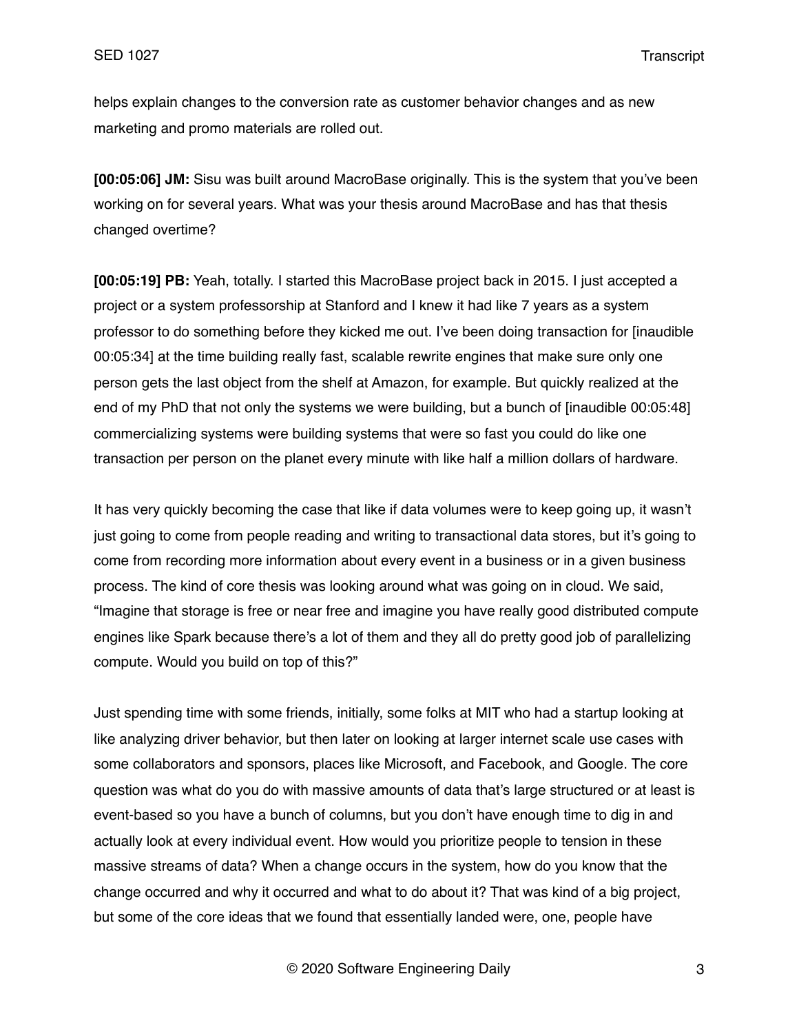helps explain changes to the conversion rate as customer behavior changes and as new marketing and promo materials are rolled out.

**[00:05:06] JM:** Sisu was built around MacroBase originally. This is the system that you've been working on for several years. What was your thesis around MacroBase and has that thesis changed overtime?

**[00:05:19] PB:** Yeah, totally. I started this MacroBase project back in 2015. I just accepted a project or a system professorship at Stanford and I knew it had like 7 years as a system professor to do something before they kicked me out. I've been doing transaction for [inaudible 00:05:34] at the time building really fast, scalable rewrite engines that make sure only one person gets the last object from the shelf at Amazon, for example. But quickly realized at the end of my PhD that not only the systems we were building, but a bunch of [inaudible 00:05:48] commercializing systems were building systems that were so fast you could do like one transaction per person on the planet every minute with like half a million dollars of hardware.

It has very quickly becoming the case that like if data volumes were to keep going up, it wasn't just going to come from people reading and writing to transactional data stores, but it's going to come from recording more information about every event in a business or in a given business process. The kind of core thesis was looking around what was going on in cloud. We said, "Imagine that storage is free or near free and imagine you have really good distributed compute engines like Spark because there's a lot of them and they all do pretty good job of parallelizing compute. Would you build on top of this?"

Just spending time with some friends, initially, some folks at MIT who had a startup looking at like analyzing driver behavior, but then later on looking at larger internet scale use cases with some collaborators and sponsors, places like Microsoft, and Facebook, and Google. The core question was what do you do with massive amounts of data that's large structured or at least is event-based so you have a bunch of columns, but you don't have enough time to dig in and actually look at every individual event. How would you prioritize people to tension in these massive streams of data? When a change occurs in the system, how do you know that the change occurred and why it occurred and what to do about it? That was kind of a big project, but some of the core ideas that we found that essentially landed were, one, people have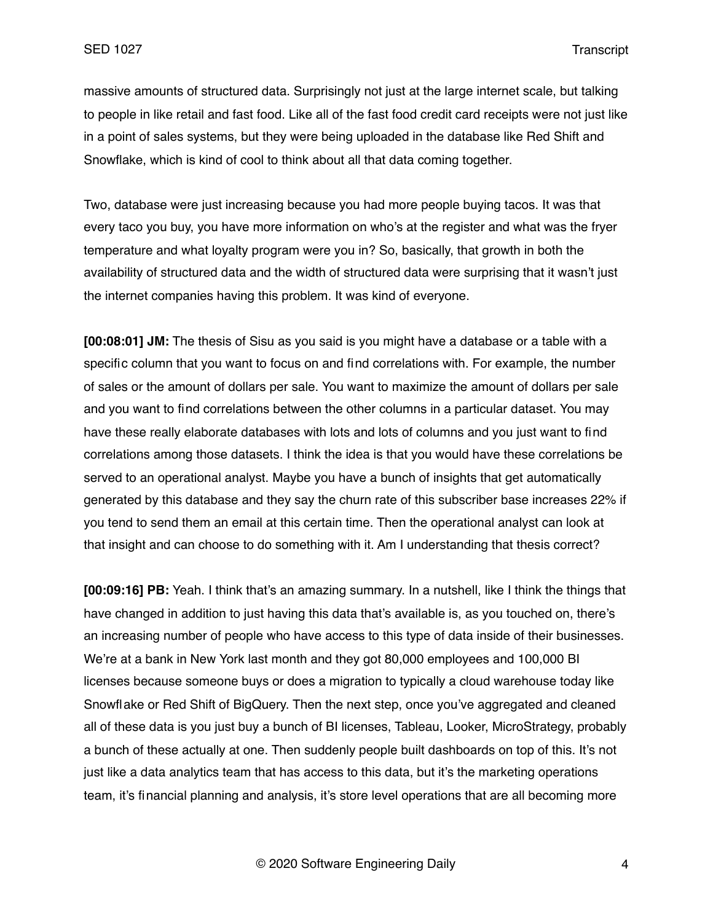massive amounts of structured data. Surprisingly not just at the large internet scale, but talking to people in like retail and fast food. Like all of the fast food credit card receipts were not just like in a point of sales systems, but they were being uploaded in the database like Red Shift and Snowflake, which is kind of cool to think about all that data coming together.

Two, database were just increasing because you had more people buying tacos. It was that every taco you buy, you have more information on who's at the register and what was the fryer temperature and what loyalty program were you in? So, basically, that growth in both the availability of structured data and the width of structured data were surprising that it wasn't just the internet companies having this problem. It was kind of everyone.

**[00:08:01] JM:** The thesis of Sisu as you said is you might have a database or a table with a specific column that you want to focus on and find correlations with. For example, the number of sales or the amount of dollars per sale. You want to maximize the amount of dollars per sale and you want to find correlations between the other columns in a particular dataset. You may have these really elaborate databases with lots and lots of columns and you just want to find correlations among those datasets. I think the idea is that you would have these correlations be served to an operational analyst. Maybe you have a bunch of insights that get automatically generated by this database and they say the churn rate of this subscriber base increases 22% if you tend to send them an email at this certain time. Then the operational analyst can look at that insight and can choose to do something with it. Am I understanding that thesis correct?

**[00:09:16] PB:** Yeah. I think that's an amazing summary. In a nutshell, like I think the things that have changed in addition to just having this data that's available is, as you touched on, there's an increasing number of people who have access to this type of data inside of their businesses. We're at a bank in New York last month and they got 80,000 employees and 100,000 BI licenses because someone buys or does a migration to typically a cloud warehouse today like Snowflake or Red Shift of BigQuery. Then the next step, once you've aggregated and cleaned all of these data is you just buy a bunch of BI licenses, Tableau, Looker, MicroStrategy, probably a bunch of these actually at one. Then suddenly people built dashboards on top of this. It's not just like a data analytics team that has access to this data, but it's the marketing operations team, it's financial planning and analysis, it's store level operations that are all becoming more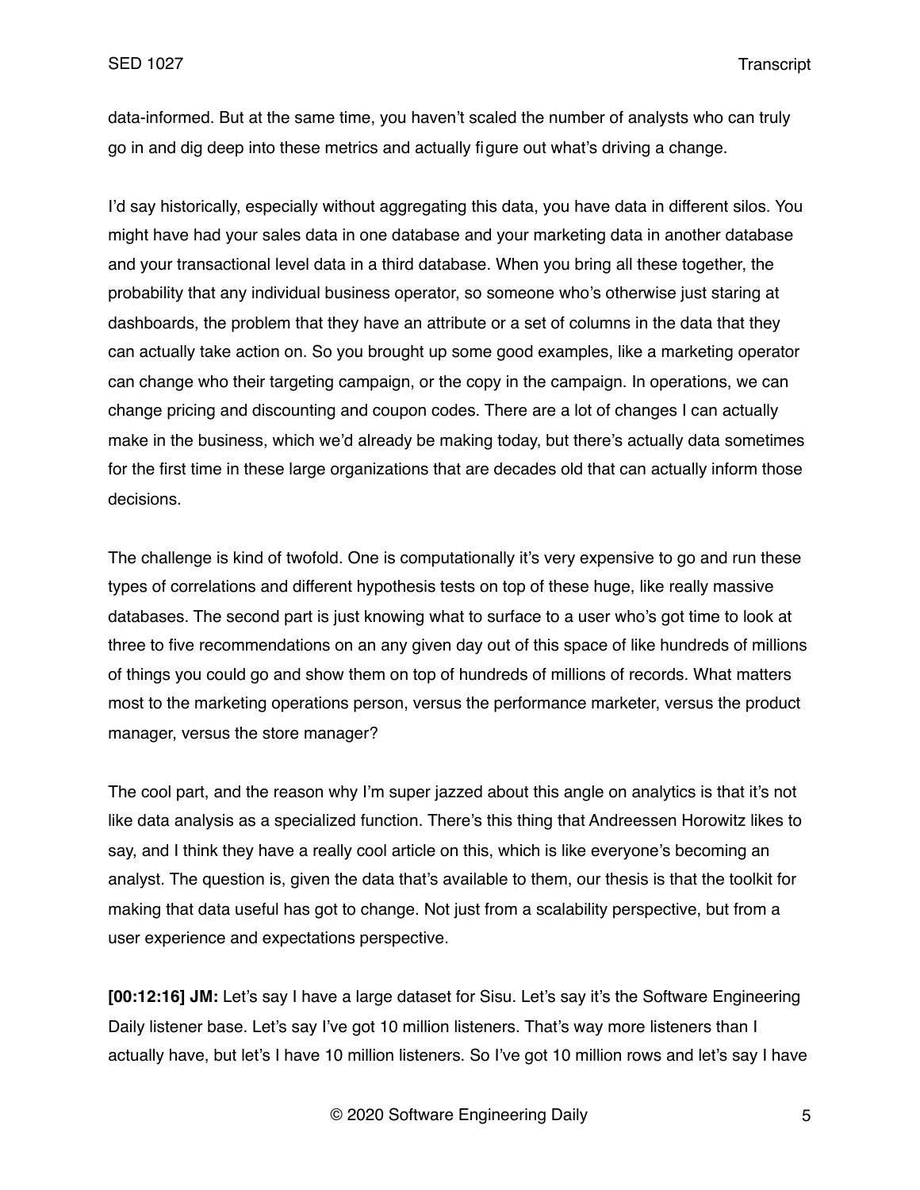data-informed. But at the same time, you haven't scaled the number of analysts who can truly go in and dig deep into these metrics and actually figure out what's driving a change.

I'd say historically, especially without aggregating this data, you have data in different silos. You might have had your sales data in one database and your marketing data in another database and your transactional level data in a third database. When you bring all these together, the probability that any individual business operator, so someone who's otherwise just staring at dashboards, the problem that they have an attribute or a set of columns in the data that they can actually take action on. So you brought up some good examples, like a marketing operator can change who their targeting campaign, or the copy in the campaign. In operations, we can change pricing and discounting and coupon codes. There are a lot of changes I can actually make in the business, which we'd already be making today, but there's actually data sometimes for the first time in these large organizations that are decades old that can actually inform those decisions.

The challenge is kind of twofold. One is computationally it's very expensive to go and run these types of correlations and different hypothesis tests on top of these huge, like really massive databases. The second part is just knowing what to surface to a user who's got time to look at three to five recommendations on an any given day out of this space of like hundreds of millions of things you could go and show them on top of hundreds of millions of records. What matters most to the marketing operations person, versus the performance marketer, versus the product manager, versus the store manager?

The cool part, and the reason why I'm super jazzed about this angle on analytics is that it's not like data analysis as a specialized function. There's this thing that Andreessen Horowitz likes to say, and I think they have a really cool article on this, which is like everyone's becoming an analyst. The question is, given the data that's available to them, our thesis is that the toolkit for making that data useful has got to change. Not just from a scalability perspective, but from a user experience and expectations perspective.

**[00:12:16] JM:** Let's say I have a large dataset for Sisu. Let's say it's the Software Engineering Daily listener base. Let's say I've got 10 million listeners. That's way more listeners than I actually have, but let's I have 10 million listeners. So I've got 10 million rows and let's say I have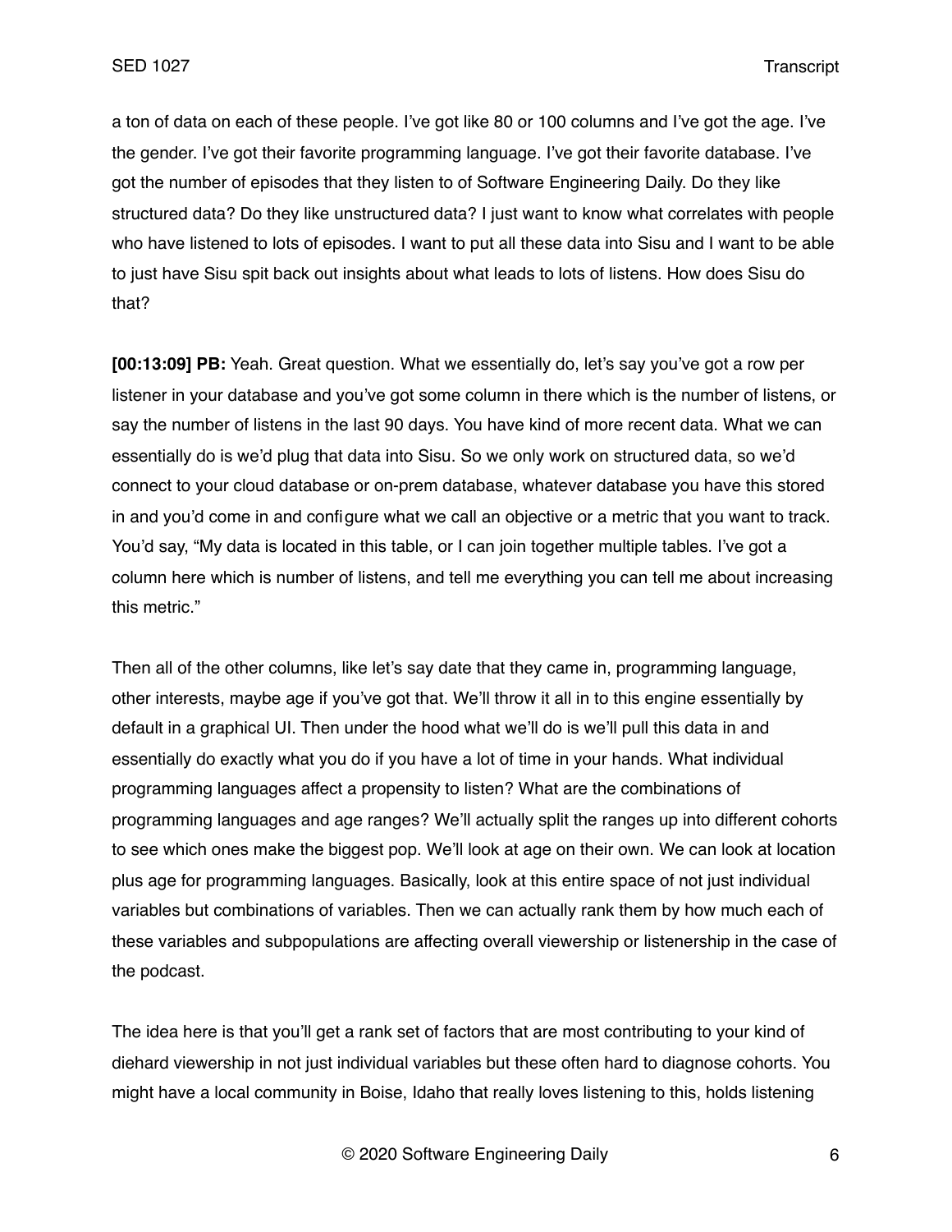a ton of data on each of these people. I've got like 80 or 100 columns and I've got the age. I've the gender. I've got their favorite programming language. I've got their favorite database. I've got the number of episodes that they listen to of Software Engineering Daily. Do they like structured data? Do they like unstructured data? I just want to know what correlates with people who have listened to lots of episodes. I want to put all these data into Sisu and I want to be able to just have Sisu spit back out insights about what leads to lots of listens. How does Sisu do that?

**[00:13:09] PB:** Yeah. Great question. What we essentially do, let's say you've got a row per listener in your database and you've got some column in there which is the number of listens, or say the number of listens in the last 90 days. You have kind of more recent data. What we can essentially do is we'd plug that data into Sisu. So we only work on structured data, so we'd connect to your cloud database or on-prem database, whatever database you have this stored in and you'd come in and configure what we call an objective or a metric that you want to track. You'd say, "My data is located in this table, or I can join together multiple tables. I've got a column here which is number of listens, and tell me everything you can tell me about increasing this metric."

Then all of the other columns, like let's say date that they came in, programming language, other interests, maybe age if you've got that. We'll throw it all in to this engine essentially by default in a graphical UI. Then under the hood what we'll do is we'll pull this data in and essentially do exactly what you do if you have a lot of time in your hands. What individual programming languages affect a propensity to listen? What are the combinations of programming languages and age ranges? We'll actually split the ranges up into different cohorts to see which ones make the biggest pop. We'll look at age on their own. We can look at location plus age for programming languages. Basically, look at this entire space of not just individual variables but combinations of variables. Then we can actually rank them by how much each of these variables and subpopulations are affecting overall viewership or listenership in the case of the podcast.

The idea here is that you'll get a rank set of factors that are most contributing to your kind of diehard viewership in not just individual variables but these often hard to diagnose cohorts. You might have a local community in Boise, Idaho that really loves listening to this, holds listening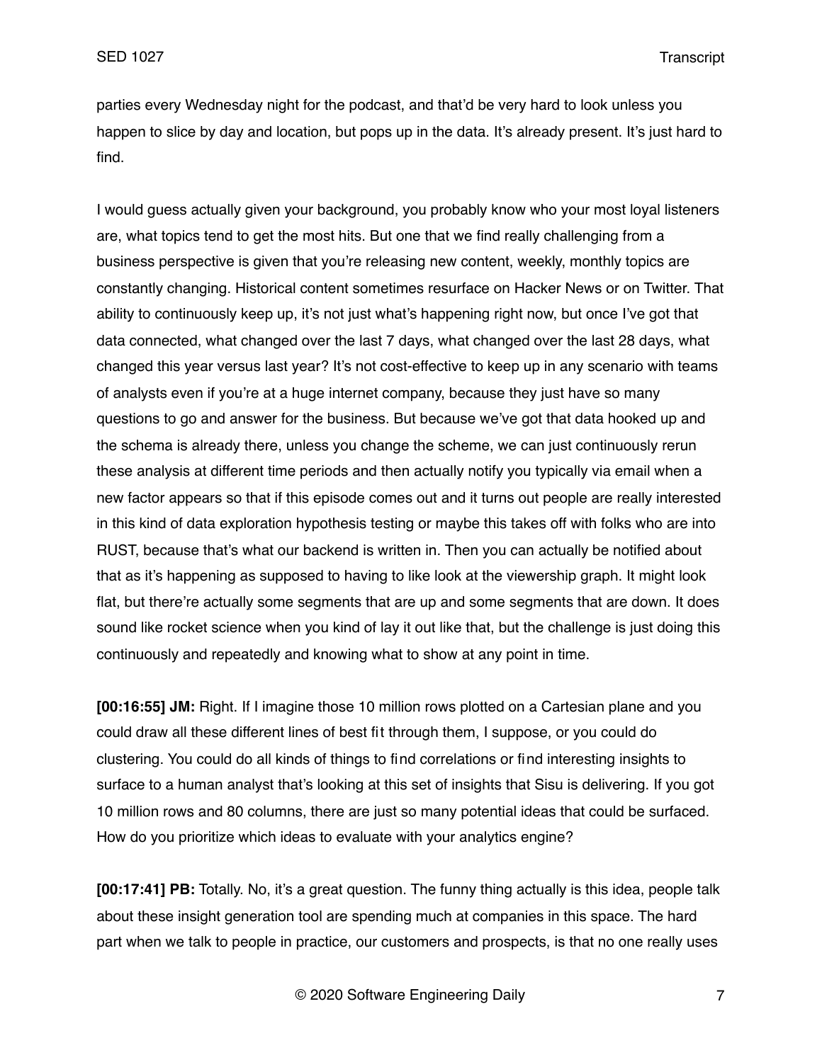parties every Wednesday night for the podcast, and that'd be very hard to look unless you happen to slice by day and location, but pops up in the data. It's already present. It's just hard to find.

I would guess actually given your background, you probably know who your most loyal listeners are, what topics tend to get the most hits. But one that we find really challenging from a business perspective is given that you're releasing new content, weekly, monthly topics are constantly changing. Historical content sometimes resurface on Hacker News or on Twitter. That ability to continuously keep up, it's not just what's happening right now, but once I've got that data connected, what changed over the last 7 days, what changed over the last 28 days, what changed this year versus last year? It's not cost-effective to keep up in any scenario with teams of analysts even if you're at a huge internet company, because they just have so many questions to go and answer for the business. But because we've got that data hooked up and the schema is already there, unless you change the scheme, we can just continuously rerun these analysis at different time periods and then actually notify you typically via email when a new factor appears so that if this episode comes out and it turns out people are really interested in this kind of data exploration hypothesis testing or maybe this takes off with folks who are into RUST, because that's what our backend is written in. Then you can actually be notified about that as it's happening as supposed to having to like look at the viewership graph. It might look flat, but there're actually some segments that are up and some segments that are down. It does sound like rocket science when you kind of lay it out like that, but the challenge is just doing this continuously and repeatedly and knowing what to show at any point in time.

**[00:16:55] JM:** Right. If I imagine those 10 million rows plotted on a Cartesian plane and you could draw all these different lines of best fit through them, I suppose, or you could do clustering. You could do all kinds of things to find correlations or find interesting insights to surface to a human analyst that's looking at this set of insights that Sisu is delivering. If you got 10 million rows and 80 columns, there are just so many potential ideas that could be surfaced. How do you prioritize which ideas to evaluate with your analytics engine?

**[00:17:41] PB:** Totally. No, it's a great question. The funny thing actually is this idea, people talk about these insight generation tool are spending much at companies in this space. The hard part when we talk to people in practice, our customers and prospects, is that no one really uses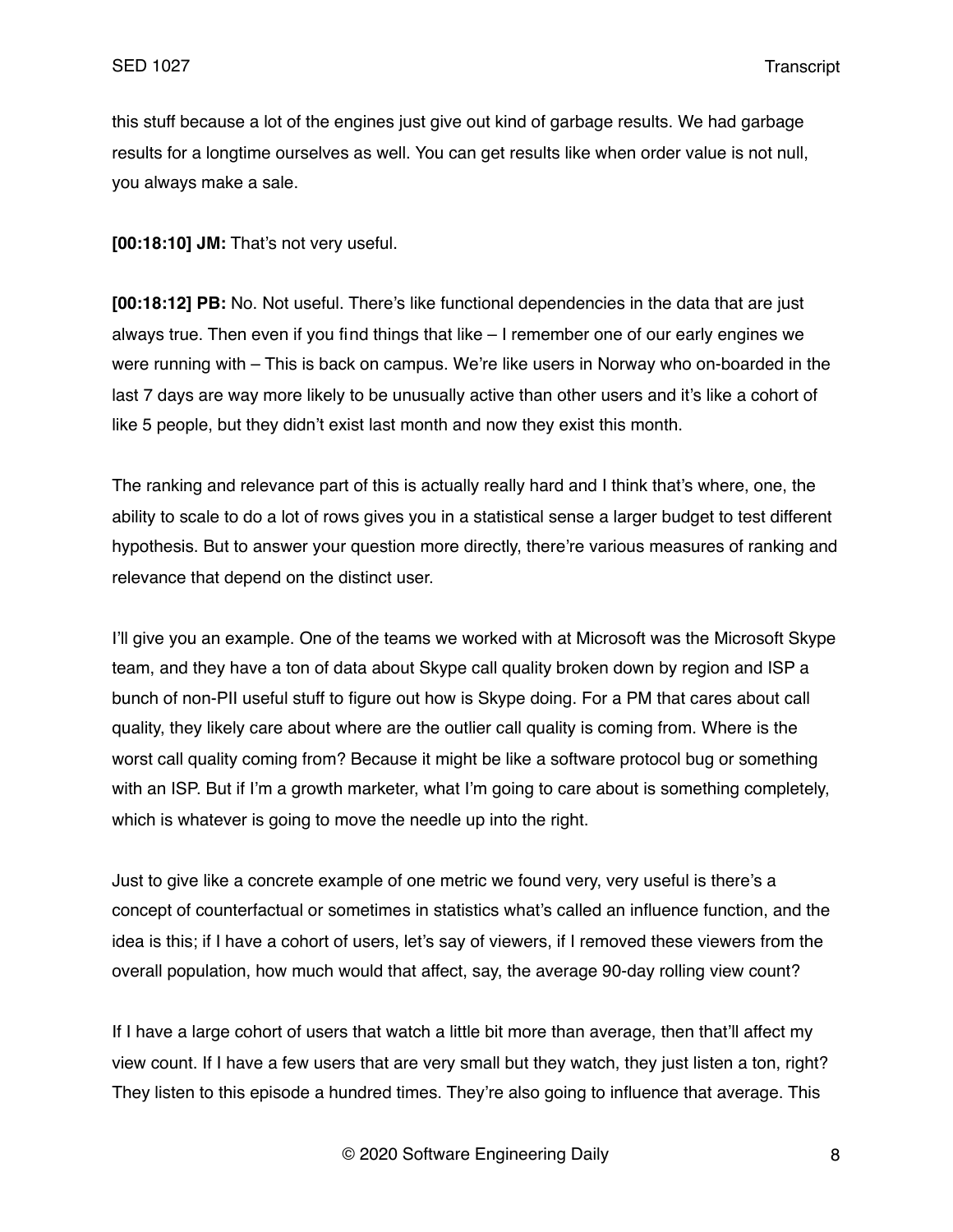this stuff because a lot of the engines just give out kind of garbage results. We had garbage results for a longtime ourselves as well. You can get results like when order value is not null, you always make a sale.

**[00:18:10] JM:** That's not very useful.

**[00:18:12] PB:** No. Not useful. There's like functional dependencies in the data that are just always true. Then even if you find things that like – I remember one of our early engines we were running with – This is back on campus. We're like users in Norway who on-boarded in the last 7 days are way more likely to be unusually active than other users and it's like a cohort of like 5 people, but they didn't exist last month and now they exist this month.

The ranking and relevance part of this is actually really hard and I think that's where, one, the ability to scale to do a lot of rows gives you in a statistical sense a larger budget to test different hypothesis. But to answer your question more directly, there're various measures of ranking and relevance that depend on the distinct user.

I'll give you an example. One of the teams we worked with at Microsoft was the Microsoft Skype team, and they have a ton of data about Skype call quality broken down by region and ISP a bunch of non-PII useful stuff to figure out how is Skype doing. For a PM that cares about call quality, they likely care about where are the outlier call quality is coming from. Where is the worst call quality coming from? Because it might be like a software protocol bug or something with an ISP. But if I'm a growth marketer, what I'm going to care about is something completely, which is whatever is going to move the needle up into the right.

Just to give like a concrete example of one metric we found very, very useful is there's a concept of counterfactual or sometimes in statistics what's called an influence function, and the idea is this; if I have a cohort of users, let's say of viewers, if I removed these viewers from the overall population, how much would that affect, say, the average 90-day rolling view count?

If I have a large cohort of users that watch a little bit more than average, then that'll affect my view count. If I have a few users that are very small but they watch, they just listen a ton, right? They listen to this episode a hundred times. They're also going to influence that average. This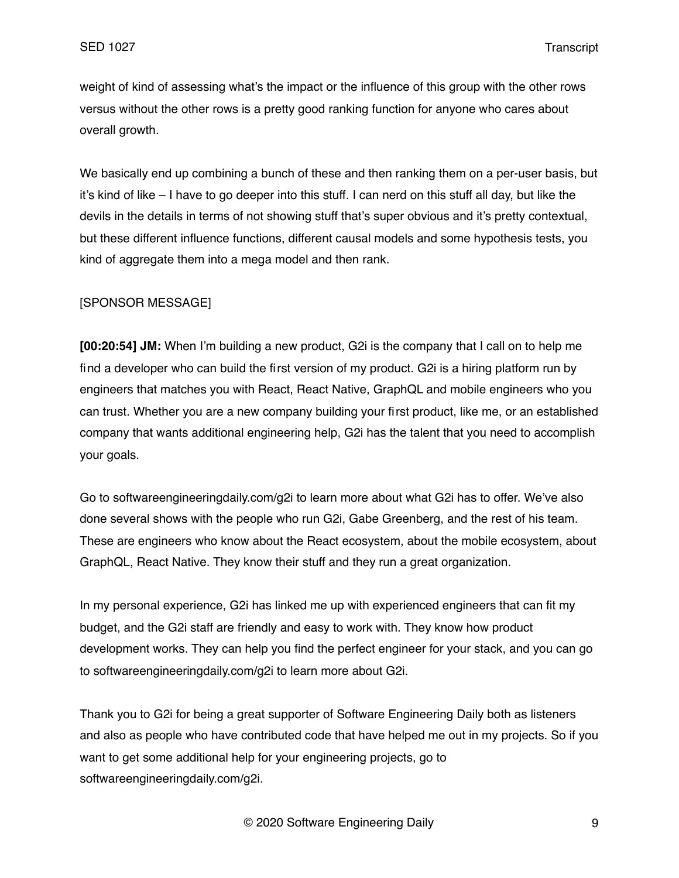weight of kind of assessing what's the impact or the influence of this group with the other rows versus without the other rows is a pretty good ranking function for anyone who cares about overall growth.

We basically end up combining a bunch of these and then ranking them on a per-user basis, but it's kind of like – I have to go deeper into this stuff. I can nerd on this stuff all day, but like the devils in the details in terms of not showing stuff that's super obvious and it's pretty contextual, but these different influence functions, different causal models and some hypothesis tests, you kind of aggregate them into a mega model and then rank.

[SPONSOR MESSAGE]

**[00:20:54] JM:** When I'm building a new product, G2i is the company that I call on to help me find a developer who can build the first version of my product. G2i is a hiring platform run by engineers that matches you with React, React Native, GraphQL and mobile engineers who you can trust. Whether you are a new company building your first product, like me, or an established company that wants additional engineering help, G2i has the talent that you need to accomplish your goals.

Go to softwareengineeringdaily.com/g2i to learn more about what G2i has to offer. We've also done several shows with the people who run G2i, Gabe Greenberg, and the rest of his team. These are engineers who know about the React ecosystem, about the mobile ecosystem, about GraphQL, React Native. They know their stuff and they run a great organization.

In my personal experience, G2i has linked me up with experienced engineers that can fit my budget, and the G2i staff are friendly and easy to work with. They know how product development works. They can help you find the perfect engineer for your stack, and you can go to softwareengineeringdaily.com/g2i to learn more about G2i.

Thank you to G2i for being a great supporter of Software Engineering Daily both as listeners and also as people who have contributed code that have helped me out in my projects. So if you want to get some additional help for your engineering projects, go to softwareengineeringdaily.com/g2i.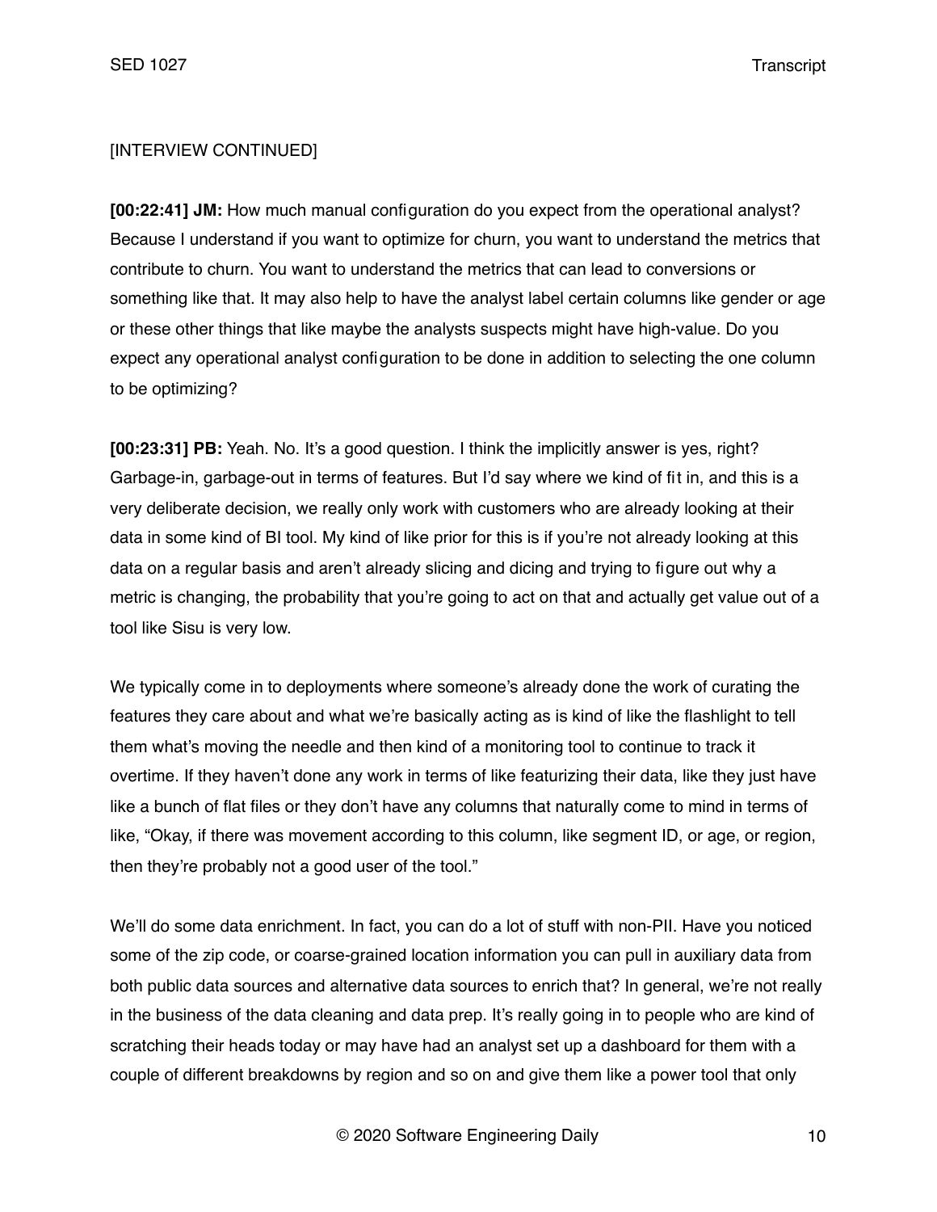[INTERVIEW CONTINUED]

**[00:22:41] JM:** How much manual configuration do you expect from the operational analyst? Because I understand if you want to optimize for churn, you want to understand the metrics that contribute to churn. You want to understand the metrics that can lead to conversions or something like that. It may also help to have the analyst label certain columns like gender or age or these other things that like maybe the analysts suspects might have high-value. Do you expect any operational analyst configuration to be done in addition to selecting the one column to be optimizing?

**[00:23:31] PB:** Yeah. No. It's a good question. I think the implicitly answer is yes, right? Garbage-in, garbage-out in terms of features. But I'd say where we kind of fit in, and this is a very deliberate decision, we really only work with customers who are already looking at their data in some kind of BI tool. My kind of like prior for this is if you're not already looking at this data on a regular basis and aren't already slicing and dicing and trying to figure out why a metric is changing, the probability that you're going to act on that and actually get value out of a tool like Sisu is very low.

We typically come in to deployments where someone's already done the work of curating the features they care about and what we're basically acting as is kind of like the flashlight to tell them what's moving the needle and then kind of a monitoring tool to continue to track it overtime. If they haven't done any work in terms of like featurizing their data, like they just have like a bunch of flat files or they don't have any columns that naturally come to mind in terms of like, "Okay, if there was movement according to this column, like segment ID, or age, or region, then they're probably not a good user of the tool."

We'll do some data enrichment. In fact, you can do a lot of stuff with non-PII. Have you noticed some of the zip code, or coarse-grained location information you can pull in auxiliary data from both public data sources and alternative data sources to enrich that? In general, we're not really in the business of the data cleaning and data prep. It's really going in to people who are kind of scratching their heads today or may have had an analyst set up a dashboard for them with a couple of different breakdowns by region and so on and give them like a power tool that only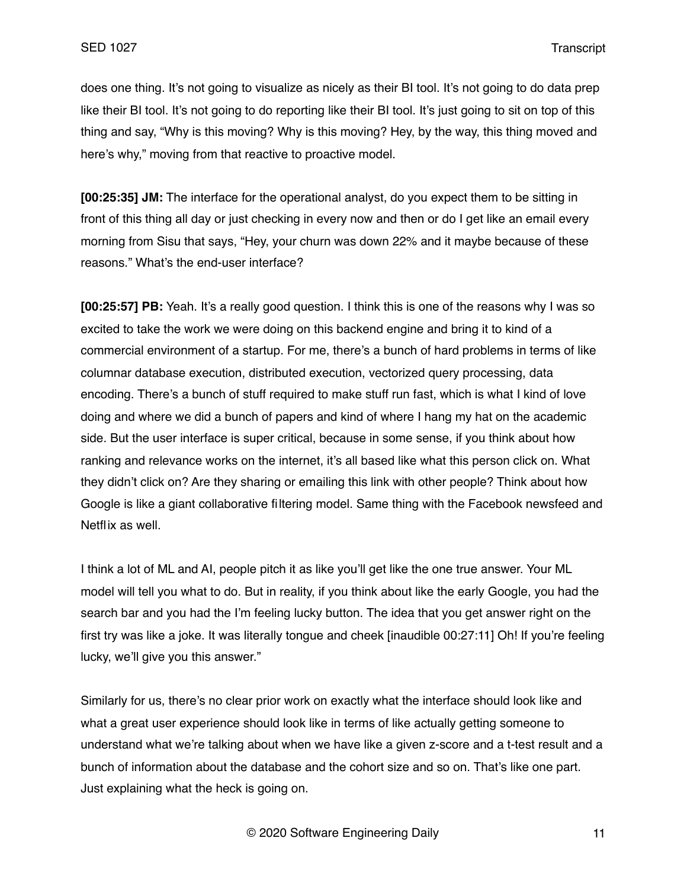does one thing. It's not going to visualize as nicely as their BI tool. It's not going to do data prep like their BI tool. It's not going to do reporting like their BI tool. It's just going to sit on top of this thing and say, "Why is this moving? Why is this moving? Hey, by the way, this thing moved and here's why," moving from that reactive to proactive model.

**[00:25:35] JM:** The interface for the operational analyst, do you expect them to be sitting in front of this thing all day or just checking in every now and then or do I get like an email every morning from Sisu that says, "Hey, your churn was down 22% and it maybe because of these reasons." What's the end-user interface?

**[00:25:57] PB:** Yeah. It's a really good question. I think this is one of the reasons why I was so excited to take the work we were doing on this backend engine and bring it to kind of a commercial environment of a startup. For me, there's a bunch of hard problems in terms of like columnar database execution, distributed execution, vectorized query processing, data encoding. There's a bunch of stuff required to make stuff run fast, which is what I kind of love doing and where we did a bunch of papers and kind of where I hang my hat on the academic side. But the user interface is super critical, because in some sense, if you think about how ranking and relevance works on the internet, it's all based like what this person click on. What they didn't click on? Are they sharing or emailing this link with other people? Think about how Google is like a giant collaborative filtering model. Same thing with the Facebook newsfeed and Netflix as well.

I think a lot of ML and AI, people pitch it as like you'll get like the one true answer. Your ML model will tell you what to do. But in reality, if you think about like the early Google, you had the search bar and you had the I'm feeling lucky button. The idea that you get answer right on the first try was like a joke. It was literally tongue and cheek [inaudible 00:27:11] Oh! If you're feeling lucky, we'll give you this answer."

Similarly for us, there's no clear prior work on exactly what the interface should look like and what a great user experience should look like in terms of like actually getting someone to understand what we're talking about when we have like a given z-score and a t-test result and a bunch of information about the database and the cohort size and so on. That's like one part. Just explaining what the heck is going on.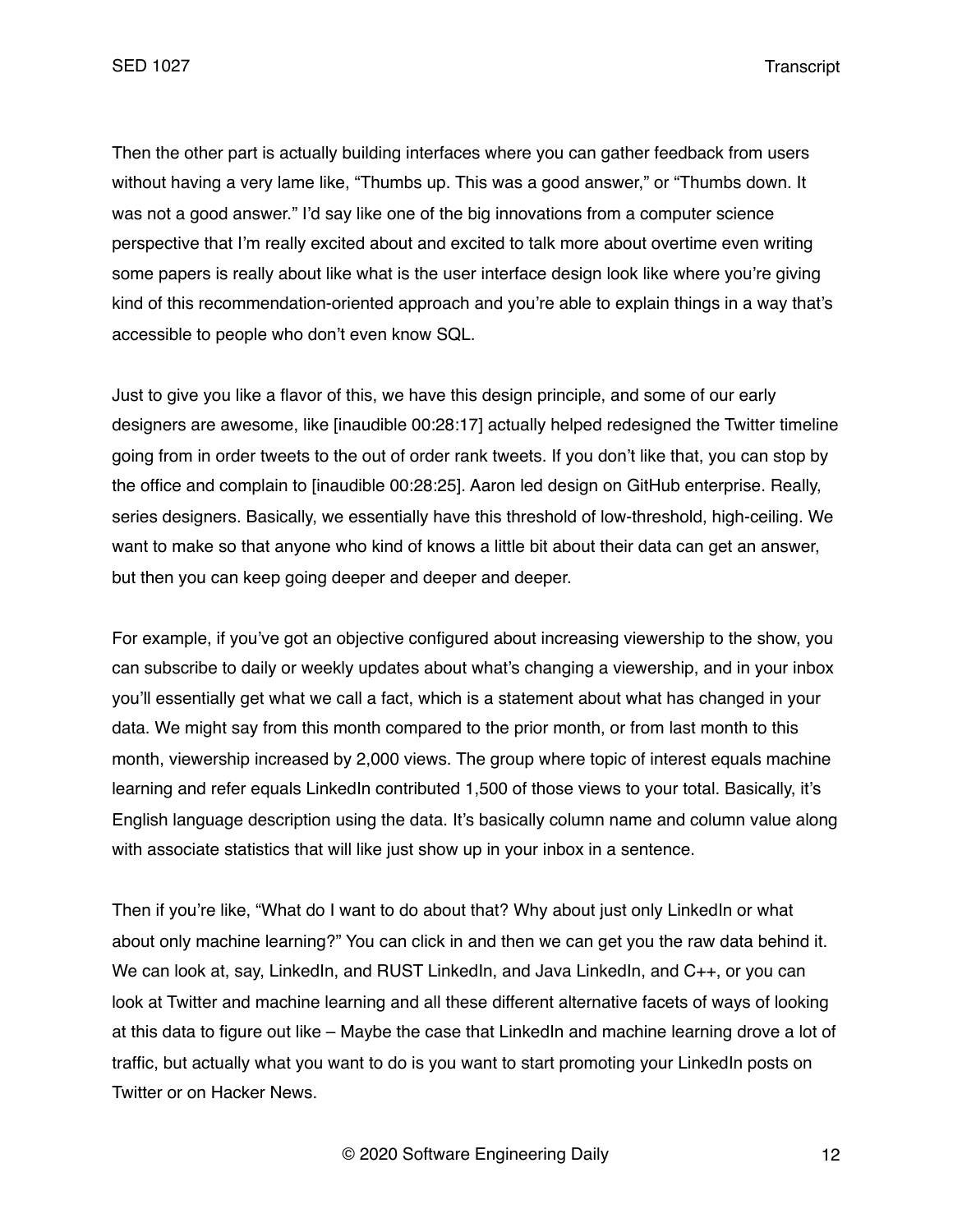Then the other part is actually building interfaces where you can gather feedback from users without having a very lame like, "Thumbs up. This was a good answer," or "Thumbs down. It was not a good answer." I'd say like one of the big innovations from a computer science perspective that I'm really excited about and excited to talk more about overtime even writing some papers is really about like what is the user interface design look like where you're giving kind of this recommendation-oriented approach and you're able to explain things in a way that's accessible to people who don't even know SQL.

Just to give you like a flavor of this, we have this design principle, and some of our early designers are awesome, like [inaudible 00:28:17] actually helped redesigned the Twitter timeline going from in order tweets to the out of order rank tweets. If you don't like that, you can stop by the office and complain to [inaudible 00:28:25]. Aaron led design on GitHub enterprise. Really, series designers. Basically, we essentially have this threshold of low-threshold, high-ceiling. We want to make so that anyone who kind of knows a little bit about their data can get an answer, but then you can keep going deeper and deeper and deeper.

For example, if you've got an objective configured about increasing viewership to the show, you can subscribe to daily or weekly updates about what's changing a viewership, and in your inbox you'll essentially get what we call a fact, which is a statement about what has changed in your data. We might say from this month compared to the prior month, or from last month to this month, viewership increased by 2,000 views. The group where topic of interest equals machine learning and refer equals LinkedIn contributed 1,500 of those views to your total. Basically, it's English language description using the data. It's basically column name and column value along with associate statistics that will like just show up in your inbox in a sentence.

Then if you're like, "What do I want to do about that? Why about just only LinkedIn or what about only machine learning?" You can click in and then we can get you the raw data behind it. We can look at, say, LinkedIn, and RUST LinkedIn, and Java LinkedIn, and C++, or you can look at Twitter and machine learning and all these different alternative facets of ways of looking at this data to figure out like – Maybe the case that LinkedIn and machine learning drove a lot of traffic, but actually what you want to do is you want to start promoting your LinkedIn posts on Twitter or on Hacker News.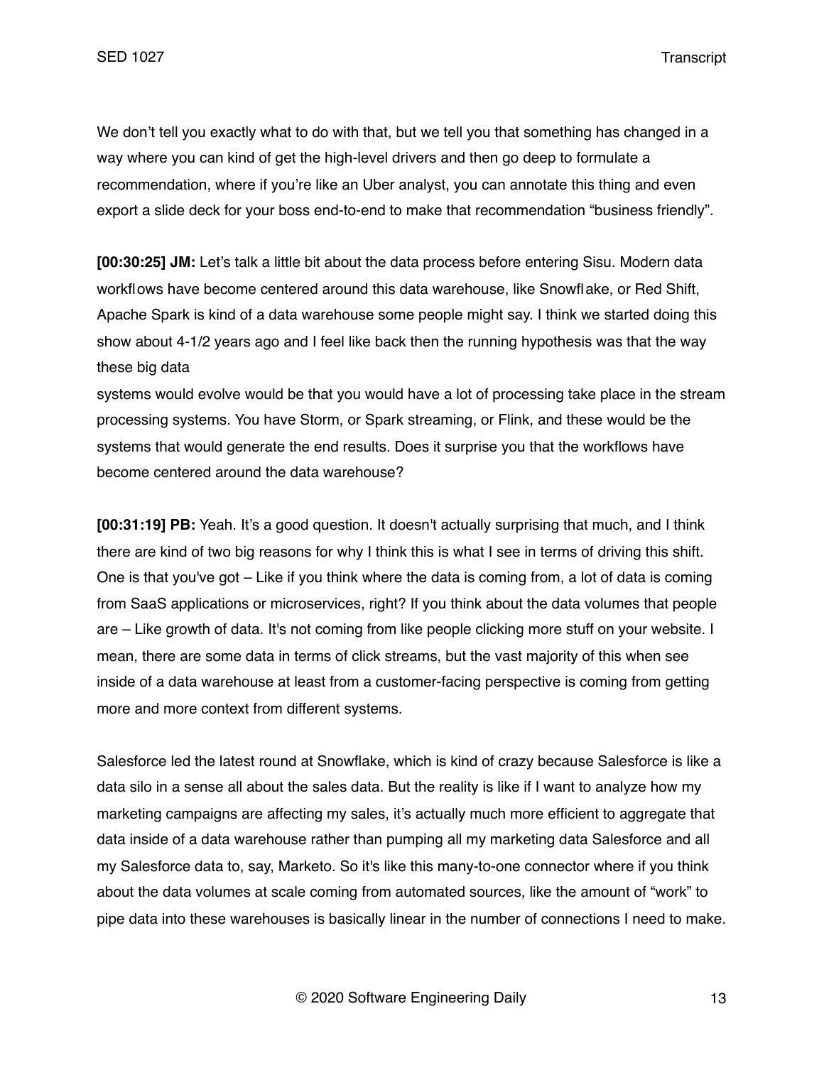We don't tell you exactly what to do with that, but we tell you that something has changed in a way where you can kind of get the high-level drivers and then go deep to formulate a recommendation, where if you're like an Uber analyst, you can annotate this thing and even export a slide deck for your boss end-to-end to make that recommendation "business friendly".

**[00:30:25] JM:** Let's talk a little bit about the data process before entering Sisu. Modern data workflows have become centered around this data warehouse, like Snowflake, or Red Shift, Apache Spark is kind of a data warehouse some people might say. I think we started doing this show about 4-1/2 years ago and I feel like back then the running hypothesis was that the way these big data systems would evolve would be that you would have a lot of processing take place in the stream processing systems. You have Storm, or Spark streaming, or Flink, and these would be the systems that would generate the end results. Does it surprise you that the workflows have become centered around the data warehouse?

**[00:31:19] PB:** Yeah. It's a good question. It doesn't actually surprising that much, and I think there are kind of two big reasons for why I think this is what I see in terms of driving this shift. One is that you've got – Like if you think where the data is coming from, a lot of data is coming from SaaS applications or microservices, right? If you think about the data volumes that people are – Like growth of data. It's not coming from like people clicking more stuff on your website. I mean, there are some data in terms of click streams, but the vast majority of this when see inside of a data warehouse at least from a customer-facing perspective is coming from getting more and more context from different systems.

Salesforce led the latest round at Snowflake, which is kind of crazy because Salesforce is like a data silo in a sense all about the sales data. But the reality is like if I want to analyze how my marketing campaigns are affecting my sales, it's actually much more efficient to aggregate that data inside of a data warehouse rather than pumping all my marketing data Salesforce and all my Salesforce data to, say, Marketo. So it's like this many-to-one connector where if you think about the data volumes at scale coming from automated sources, like the amount of "work" to pipe data into these warehouses is basically linear in the number of connections I need to make.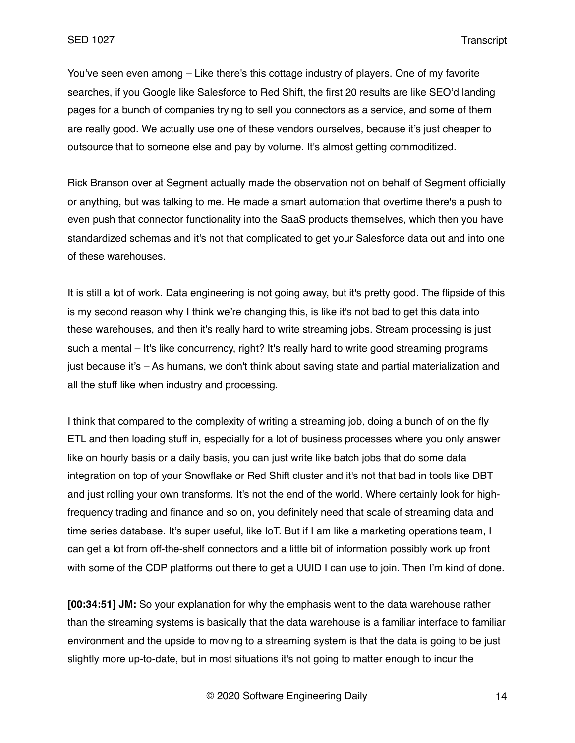You've seen even among – Like there's this cottage industry of players. One of my favorite searches, if you Google like Salesforce to Red Shift, the first 20 results are like SEO'd landing pages for a bunch of companies trying to sell you connectors as a service, and some of them are really good. We actually use one of these vendors ourselves, because it's just cheaper to outsource that to someone else and pay by volume. It's almost getting commoditized.

Rick Branson over at Segment actually made the observation not on behalf of Segment officially or anything, but was talking to me. He made a smart automation that overtime there's a push to even push that connector functionality into the SaaS products themselves, which then you have standardized schemas and it's not that complicated to get your Salesforce data out and into one of these warehouses.

It is still a lot of work. Data engineering is not going away, but it's pretty good. The flipside of this is my second reason why I think we're changing this, is like it's not bad to get this data into these warehouses, and then it's really hard to write streaming jobs. Stream processing is just such a mental – It's like concurrency, right? It's really hard to write good streaming programs just because it's – As humans, we don't think about saving state and partial materialization and all the stuff like when industry and processing.

I think that compared to the complexity of writing a streaming job, doing a bunch of on the fly ETL and then loading stuff in, especially for a lot of business processes where you only answer like on hourly basis or a daily basis, you can just write like batch jobs that do some data integration on top of your Snowflake or Red Shift cluster and it's not that bad in tools like DBT and just rolling your own transforms. It's not the end of the world. Where certainly look for high-frequency trading and finance and so on, you definitely need that scale of streaming data and time series database. It's super useful, like IoT. But if I am like a marketing operations team, I can get a lot from off-the-shelf connectors and a little bit of information possibly work up front with some of the CDP platforms out there to get a UUID I can use to join. Then I'm kind of done.

**[00:34:51] JM:** So your explanation for why the emphasis went to the data warehouse rather than the streaming systems is basically that the data warehouse is a familiar interface to familiar environment and the upside to moving to a streaming system is that the data is going to be just slightly more up-to-date, but in most situations it's not going to matter enough to incur the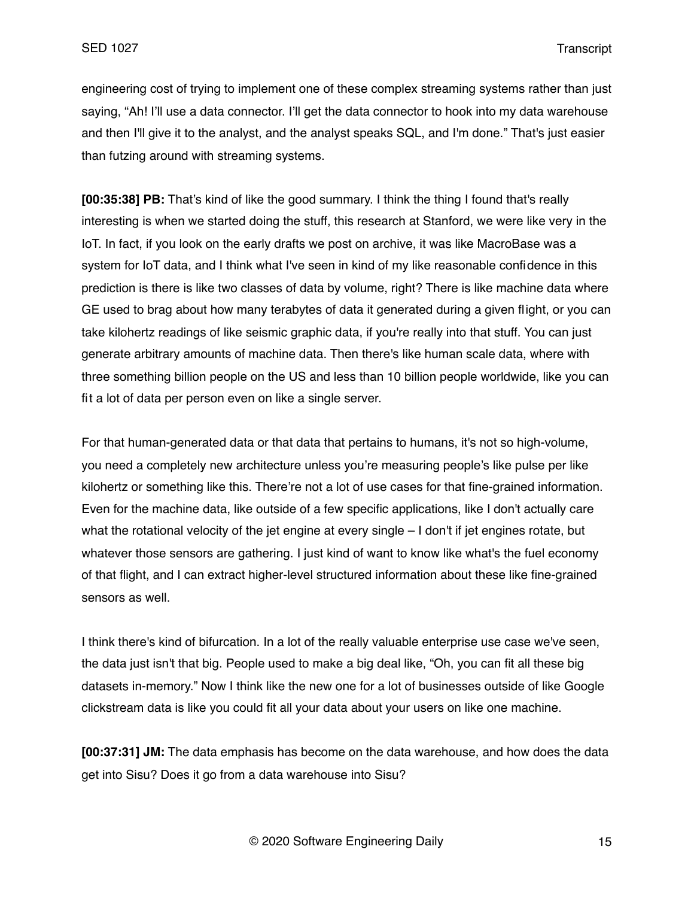engineering cost of trying to implement one of these complex streaming systems rather than just saying, "Ah! I'll use a data connector. I'll get the data connector to hook into my data warehouse and then I'll give it to the analyst, and the analyst speaks SQL, and I'm done." That's just easier than futzing around with streaming systems.

**[00:35:38] PB:** That's kind of like the good summary. I think the thing I found that's really interesting is when we started doing the stuff, this research at Stanford, we were like very in the IoT. In fact, if you look on the early drafts we post on archive, it was like MacroBase was a system for IoT data, and I think what I've seen in kind of my like reasonable confidence in this prediction is there is like two classes of data by volume, right? There is like machine data where GE used to brag about how many terabytes of data it generated during a given flight, or you can take kilohertz readings of like seismic graphic data, if you're really into that stuff. You can just generate arbitrary amounts of machine data. Then there's like human scale data, where with three something billion people on the US and less than 10 billion people worldwide, like you can fit a lot of data per person even on like a single server.

For that human-generated data or that data that pertains to humans, it's not so high-volume, you need a completely new architecture unless you're measuring people's like pulse per like kilohertz or something like this. There're not a lot of use cases for that fine-grained information. Even for the machine data, like outside of a few specific applications, like I don't actually care what the rotational velocity of the jet engine at every single – I don't if jet engines rotate, but whatever those sensors are gathering. I just kind of want to know like what's the fuel economy of that flight, and I can extract higher-level structured information about these like fine-grained sensors as well.

I think there's kind of bifurcation. In a lot of the really valuable enterprise use case we've seen, the data just isn't that big. People used to make a big deal like, "Oh, you can fit all these big datasets in-memory." Now I think like the new one for a lot of businesses outside of like Google clickstream data is like you could fit all your data about your users on like one machine.

**[00:37:31] JM:** The data emphasis has become on the data warehouse, and how does the data get into Sisu? Does it go from a data warehouse into Sisu?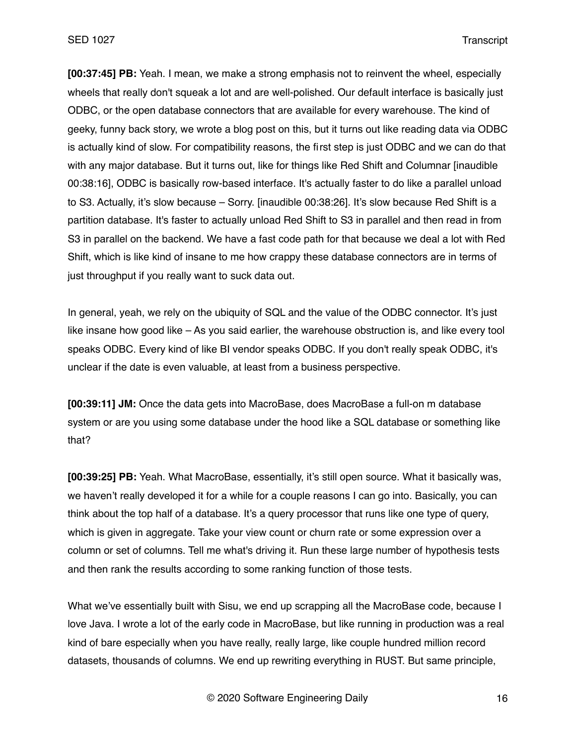**[00:37:45] PB:** Yeah. I mean, we make a strong emphasis not to reinvent the wheel, especially wheels that really don't squeak a lot and are well-polished. Our default interface is basically just ODBC, or the open database connectors that are available for every warehouse. The kind of geeky, funny back story, we wrote a blog post on this, but it turns out like reading data via ODBC is actually kind of slow. For compatibility reasons, the first step is just ODBC and we can do that with any major database. But it turns out, like for things like Red Shift and Columnar [inaudible 00:38:16], ODBC is basically row-based interface. It's actually faster to do like a parallel unload to S3. Actually, it's slow because – Sorry. [inaudible 00:38:26]. It's slow because Red Shift is a partition database. It's faster to actually unload Red Shift to S3 in parallel and then read in from S3 in parallel on the backend. We have a fast code path for that because we deal a lot with Red Shift, which is like kind of insane to me how crappy these database connectors are in terms of just throughput if you really want to suck data out.

In general, yeah, we rely on the ubiquity of SQL and the value of the ODBC connector. It's just like insane how good like – As you said earlier, the warehouse obstruction is, and like every tool speaks ODBC. Every kind of like BI vendor speaks ODBC. If you don't really speak ODBC, it's unclear if the date is even valuable, at least from a business perspective.

**[00:39:11] JM:** Once the data gets into MacroBase, does MacroBase a full-on m database system or are you using some database under the hood like a SQL database or something like that?

**[00:39:25] PB:** Yeah. What MacroBase, essentially, it's still open source. What it basically was, we haven't really developed it for a while for a couple reasons I can go into. Basically, you can think about the top half of a database. It's a query processor that runs like one type of query, which is given in aggregate. Take your view count or churn rate or some expression over a column or set of columns. Tell me what's driving it. Run these large number of hypothesis tests and then rank the results according to some ranking function of those tests.

What we've essentially built with Sisu, we end up scrapping all the MacroBase code, because I love Java. I wrote a lot of the early code in MacroBase, but like running in production was a real kind of bare especially when you have really, really large, like couple hundred million record datasets, thousands of columns. We end up rewriting everything in RUST. But same principle,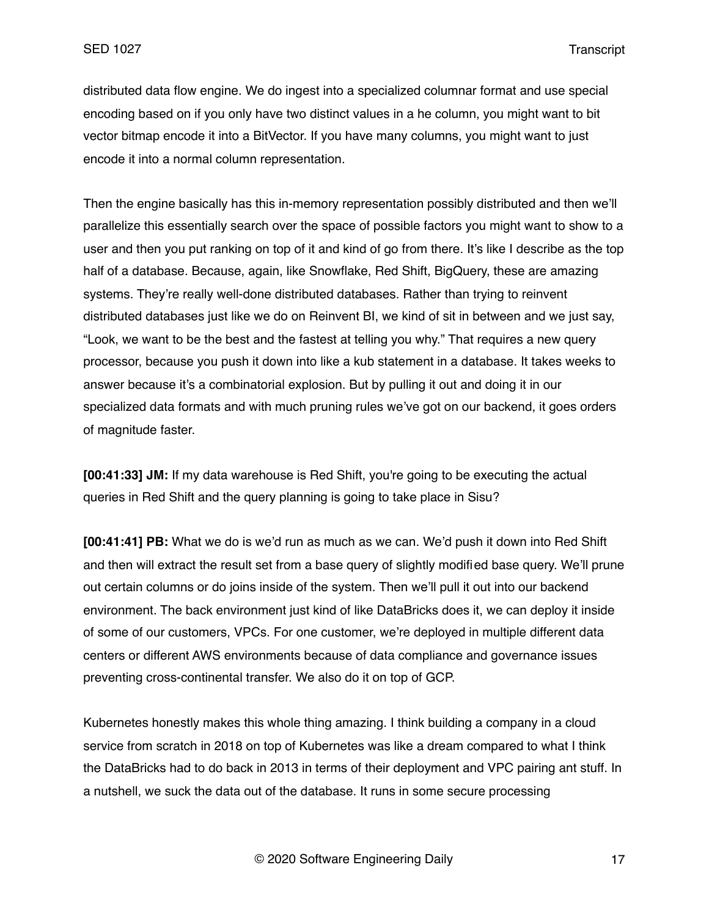distributed data flow engine. We do ingest into a specialized columnar format and use special encoding based on if you only have two distinct values in a he column, you might want to bit vector bitmap encode it into a BitVector. If you have many columns, you might want to just encode it into a normal column representation.

Then the engine basically has this in-memory representation possibly distributed and then we'll parallelize this essentially search over the space of possible factors you might want to show to a user and then you put ranking on top of it and kind of go from there. It's like I describe as the top half of a database. Because, again, like Snowflake, Red Shift, BigQuery, these are amazing systems. They're really well-done distributed databases. Rather than trying to reinvent distributed databases just like we do on Reinvent BI, we kind of sit in between and we just say, "Look, we want to be the best and the fastest at telling you why." That requires a new query processor, because you push it down into like a kub statement in a database. It takes weeks to answer because it's a combinatorial explosion. But by pulling it out and doing it in our specialized data formats and with much pruning rules we've got on our backend, it goes orders of magnitude faster.

**[00:41:33] JM:** If my data warehouse is Red Shift, you're going to be executing the actual queries in Red Shift and the query planning is going to take place in Sisu?

**[00:41:41] PB:** What we do is we'd run as much as we can. We'd push it down into Red Shift and then will extract the result set from a base query of slightly modified base query. We'll prune out certain columns or do joins inside of the system. Then we'll pull it out into our backend environment. The back environment just kind of like DataBricks does it, we can deploy it inside of some of our customers, VPCs. For one customer, we're deployed in multiple different data centers or different AWS environments because of data compliance and governance issues preventing cross-continental transfer. We also do it on top of GCP.

Kubernetes honestly makes this whole thing amazing. I think building a company in a cloud service from scratch in 2018 on top of Kubernetes was like a dream compared to what I think the DataBricks had to do back in 2013 in terms of their deployment and VPC pairing ant stuff. In a nutshell, we suck the data out of the database. It runs in some secure processing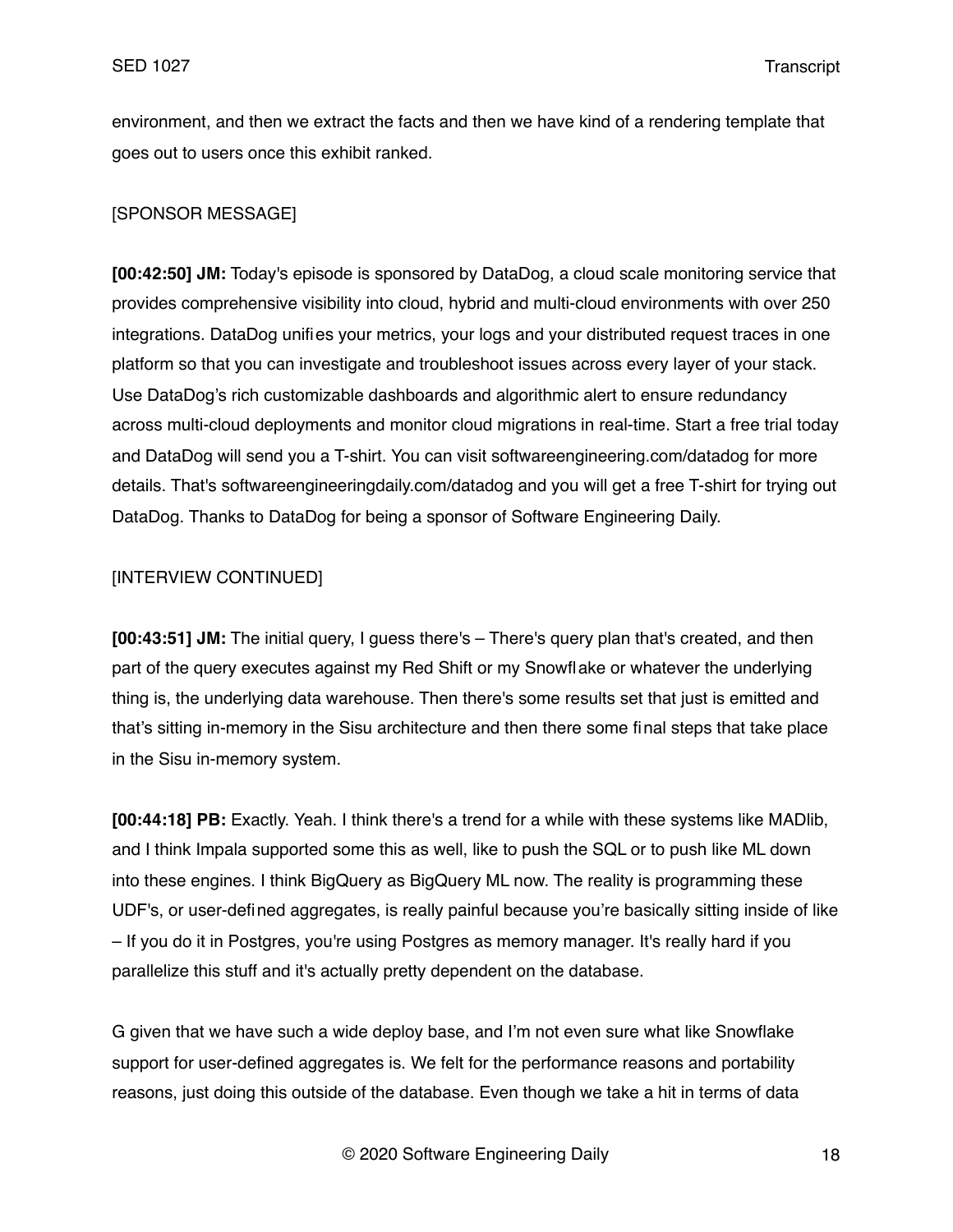environment, and then we extract the facts and then we have kind of a rendering template that goes out to users once this exhibit ranked.

[SPONSOR MESSAGE]

**[00:42:50] JM:** Today's episode is sponsored by DataDog, a cloud scale monitoring service that provides comprehensive visibility into cloud, hybrid and multi-cloud environments with over 250 integrations. DataDog unifies your metrics, your logs and your distributed request traces in one platform so that you can investigate and troubleshoot issues across every layer of your stack. Use DataDog's rich customizable dashboards and algorithmic alert to ensure redundancy across multi-cloud deployments and monitor cloud migrations in real-time. Start a free trial today and DataDog will send you a T-shirt. You can visit softwareengineering.com/datadog for more details. That's softwareengineeringdaily.com/datadog and you will get a free T-shirt for trying out DataDog. Thanks to DataDog for being a sponsor of Software Engineering Daily.

[INTERVIEW CONTINUED]

**[00:43:51] JM:** The initial query, I guess there's – There's query plan that's created, and then part of the query executes against my Red Shift or my Snowflake or whatever the underlying thing is, the underlying data warehouse. Then there's some results set that just is emitted and that's sitting in-memory in the Sisu architecture and then there some final steps that take place in the Sisu in-memory system.

**[00:44:18] PB:** Exactly. Yeah. I think there's a trend for a while with these systems like MADlib, and I think Impala supported some this as well, like to push the SQL or to push like ML down into these engines. I think BigQuery as BigQuery ML now. The reality is programming these UDF's, or user-defined aggregates, is really painful because you're basically sitting inside of like – If you do it in Postgres, you're using Postgres as memory manager. It's really hard if you parallelize this stuff and it's actually pretty dependent on the database.

G given that we have such a wide deploy base, and I'm not even sure what like Snowflake support for user-defined aggregates is. We felt for the performance reasons and portability reasons, just doing this outside of the database. Even though we take a hit in terms of data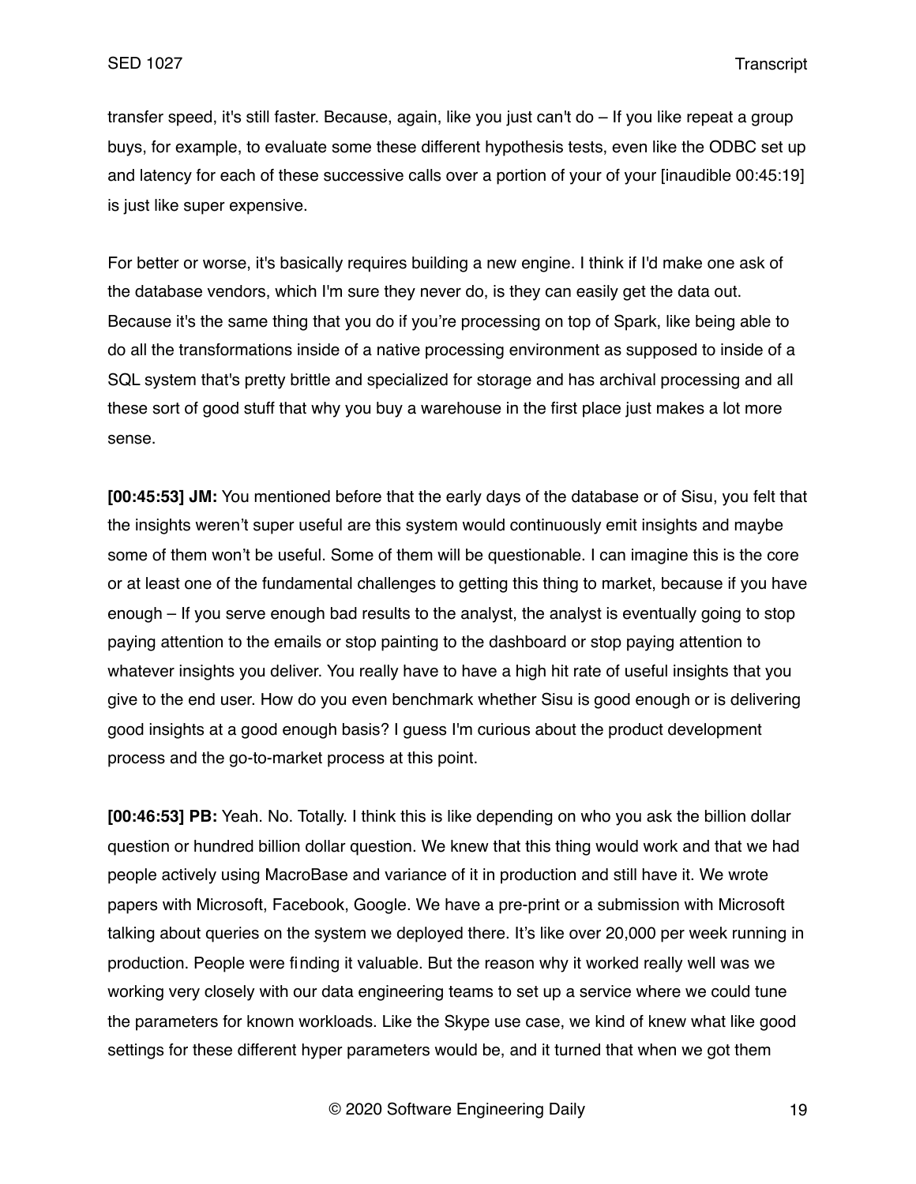transfer speed, it's still faster. Because, again, like you just can't do – If you like repeat a group buys, for example, to evaluate some these different hypothesis tests, even like the ODBC set up and latency for each of these successive calls over a portion of your of your [inaudible 00:45:19] is just like super expensive.

For better or worse, it's basically requires building a new engine. I think if I'd make one ask of the database vendors, which I'm sure they never do, is they can easily get the data out. Because it's the same thing that you do if you're processing on top of Spark, like being able to do all the transformations inside of a native processing environment as supposed to inside of a SQL system that's pretty brittle and specialized for storage and has archival processing and all these sort of good stuff that why you buy a warehouse in the first place just makes a lot more sense.

**[00:45:53] JM:** You mentioned before that the early days of the database or of Sisu, you felt that the insights weren't super useful are this system would continuously emit insights and maybe some of them won't be useful. Some of them will be questionable. I can imagine this is the core or at least one of the fundamental challenges to getting this thing to market, because if you have enough – If you serve enough bad results to the analyst, the analyst is eventually going to stop paying attention to the emails or stop painting to the dashboard or stop paying attention to whatever insights you deliver. You really have to have a high hit rate of useful insights that you give to the end user. How do you even benchmark whether Sisu is good enough or is delivering good insights at a good enough basis? I guess I'm curious about the product development process and the go-to-market process at this point.

**[00:46:53] PB:** Yeah. No. Totally. I think this is like depending on who you ask the billion dollar question or hundred billion dollar question. We knew that this thing would work and that we had people actively using MacroBase and variance of it in production and still have it. We wrote papers with Microsoft, Facebook, Google. We have a pre-print or a submission with Microsoft talking about queries on the system we deployed there. It's like over 20,000 per week running in production. People were finding it valuable. But the reason why it worked really well was we working very closely with our data engineering teams to set up a service where we could tune the parameters for known workloads. Like the Skype use case, we kind of knew what like good settings for these different hyper parameters would be, and it turned that when we got them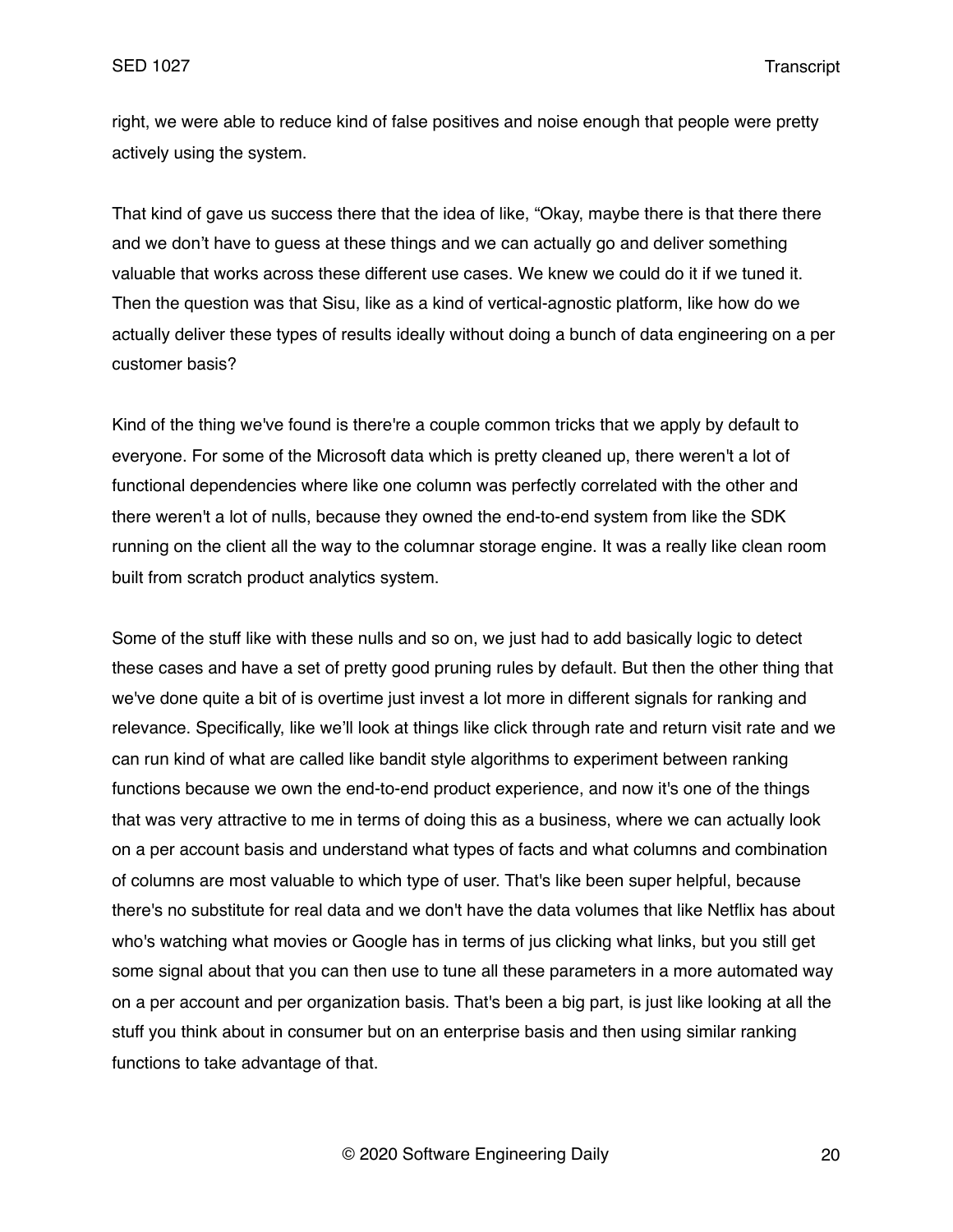right, we were able to reduce kind of false positives and noise enough that people were pretty actively using the system.

That kind of gave us success there that the idea of like, "Okay, maybe there is that there there and we don't have to guess at these things and we can actually go and deliver something valuable that works across these different use cases. We knew we could do it if we tuned it. Then the question was that Sisu, like as a kind of vertical-agnostic platform, like how do we actually deliver these types of results ideally without doing a bunch of data engineering on a per customer basis?

Kind of the thing we've found is there're a couple common tricks that we apply by default to everyone. For some of the Microsoft data which is pretty cleaned up, there weren't a lot of functional dependencies where like one column was perfectly correlated with the other and there weren't a lot of nulls, because they owned the end-to-end system from like the SDK running on the client all the way to the columnar storage engine. It was a really like clean room built from scratch product analytics system.

Some of the stuff like with these nulls and so on, we just had to add basically logic to detect these cases and have a set of pretty good pruning rules by default. But then the other thing that we've done quite a bit of is overtime just invest a lot more in different signals for ranking and relevance. Specifically, like we'll look at things like click through rate and return visit rate and we can run kind of what are called like bandit style algorithms to experiment between ranking functions because we own the end-to-end product experience, and now it's one of the things that was very attractive to me in terms of doing this as a business, where we can actually look on a per account basis and understand what types of facts and what columns and combination of columns are most valuable to which type of user. That's like been super helpful, because there's no substitute for real data and we don't have the data volumes that like Netflix has about who's watching what movies or Google has in terms of jus clicking what links, but you still get some signal about that you can then use to tune all these parameters in a more automated way on a per account and per organization basis. That's been a big part, is just like looking at all the stuff you think about in consumer but on an enterprise basis and then using similar ranking functions to take advantage of that.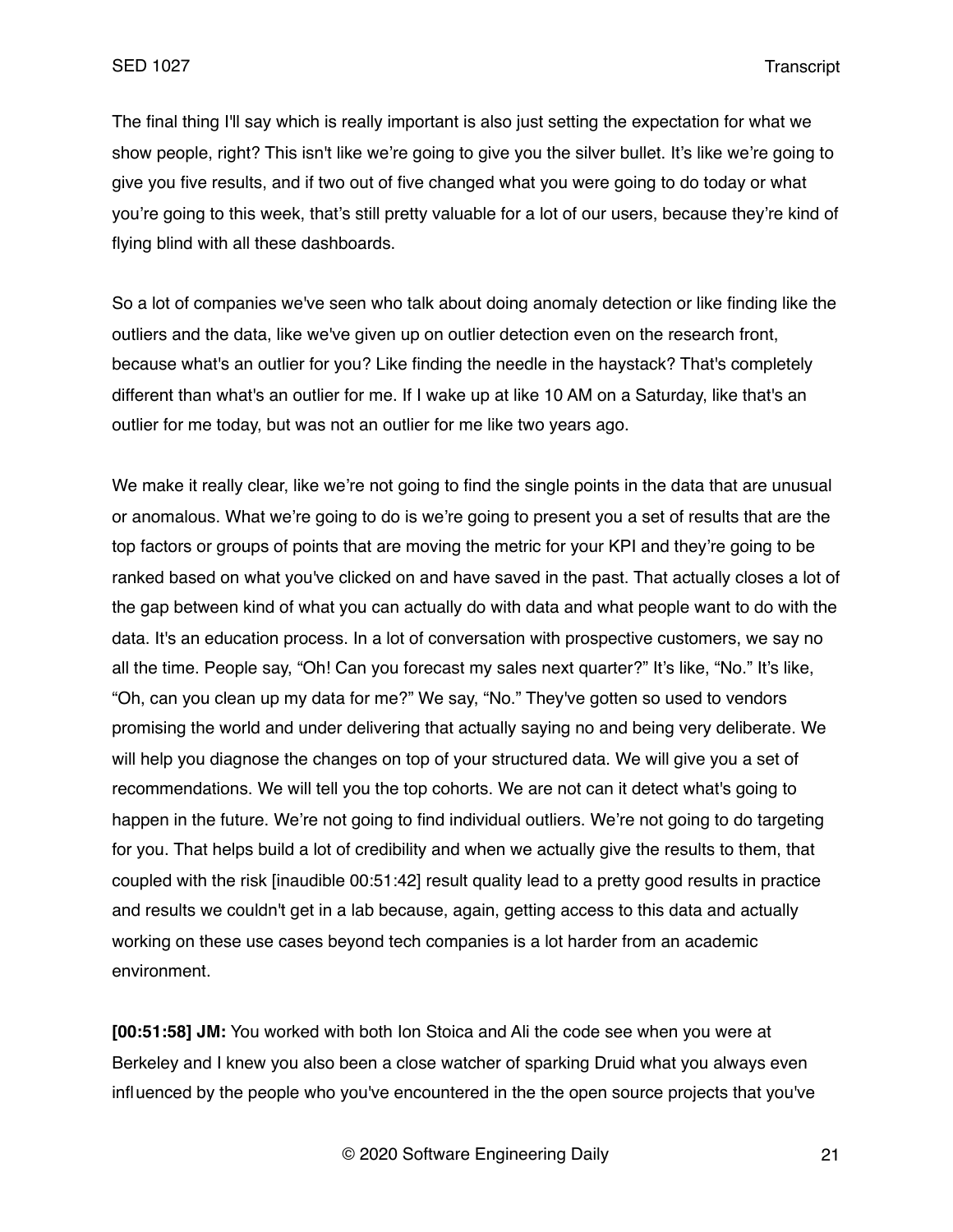The final thing I'll say which is really important is also just setting the expectation for what we show people, right? This isn't like we're going to give you the silver bullet. It's like we're going to give you five results, and if two out of five changed what you were going to do today or what you're going to this week, that's still pretty valuable for a lot of our users, because they're kind of flying blind with all these dashboards.

So a lot of companies we've seen who talk about doing anomaly detection or like finding like the outliers and the data, like we've given up on outlier detection even on the research front, because what's an outlier for you? Like finding the needle in the haystack? That's completely different than what's an outlier for me. If I wake up at like 10 AM on a Saturday, like that's an outlier for me today, but was not an outlier for me like two years ago.

We make it really clear, like we're not going to find the single points in the data that are unusual or anomalous. What we're going to do is we're going to present you a set of results that are the top factors or groups of points that are moving the metric for your KPI and they're going to be ranked based on what you've clicked on and have saved in the past. That actually closes a lot of the gap between kind of what you can actually do with data and what people want to do with the data. It's an education process. In a lot of conversation with prospective customers, we say no all the time. People say, "Oh! Can you forecast my sales next quarter?" It's like, "No." It's like, "Oh, can you clean up my data for me?" We say, "No." They've gotten so used to vendors promising the world and under delivering that actually saying no and being very deliberate. We will help you diagnose the changes on top of your structured data. We will give you a set of recommendations. We will tell you the top cohorts. We are not can it detect what's going to happen in the future. We're not going to find individual outliers. We're not going to do targeting for you. That helps build a lot of credibility and when we actually give the results to them, that coupled with the risk [inaudible 00:51:42] result quality lead to a pretty good results in practice and results we couldn't get in a lab because, again, getting access to this data and actually working on these use cases beyond tech companies is a lot harder from an academic environment.

**[00:51:58] JM:** You worked with both Ion Stoica and Ali the code see when you were at Berkeley and I knew you also been a close watcher of sparking Druid what you always even influenced by the people who you've encountered in the the open source projects that you've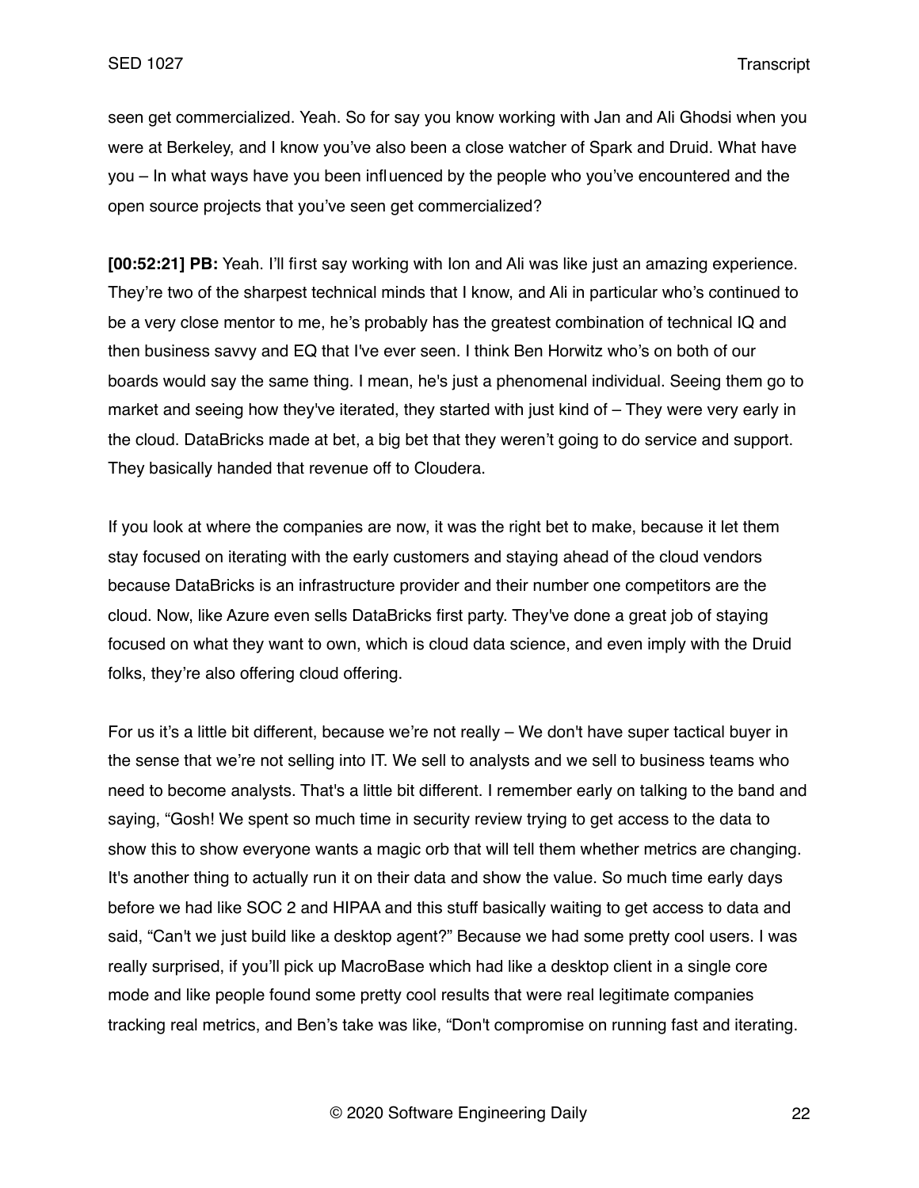seen get commercialized. Yeah. So for say you know working with Jan and Ali Ghodsi when you were at Berkeley, and I know you've also been a close watcher of Spark and Druid. What have you – In what ways have you been influenced by the people who you've encountered and the open source projects that you've seen get commercialized?

**[00:52:21] PB:** Yeah. I'll first say working with Ion and Ali was like just an amazing experience. They're two of the sharpest technical minds that I know, and Ali in particular who's continued to be a very close mentor to me, he's probably has the greatest combination of technical IQ and then business savvy and EQ that I've ever seen. I think Ben Horwitz who's on both of our boards would say the same thing. I mean, he's just a phenomenal individual. Seeing them go to market and seeing how they've iterated, they started with just kind of – They were very early in the cloud. DataBricks made at bet, a big bet that they weren't going to do service and support. They basically handed that revenue off to Cloudera.

If you look at where the companies are now, it was the right bet to make, because it let them stay focused on iterating with the early customers and staying ahead of the cloud vendors because DataBricks is an infrastructure provider and their number one competitors are the cloud. Now, like Azure even sells DataBricks first party. They've done a great job of staying focused on what they want to own, which is cloud data science, and even imply with the Druid folks, they're also offering cloud offering.

For us it's a little bit different, because we're not really – We don't have super tactical buyer in the sense that we're not selling into IT. We sell to analysts and we sell to business teams who need to become analysts. That's a little bit different. I remember early on talking to the band and saying, "Gosh! We spent so much time in security review trying to get access to the data to show this to show everyone wants a magic orb that will tell them whether metrics are changing. It's another thing to actually run it on their data and show the value. So much time early days before we had like SOC 2 and HIPAA and this stuff basically waiting to get access to data and said, "Can't we just build like a desktop agent?" Because we had some pretty cool users. I was really surprised, if you'll pick up MacroBase which had like a desktop client in a single core mode and like people found some pretty cool results that were real legitimate companies tracking real metrics, and Ben's take was like, "Don't compromise on running fast and iterating.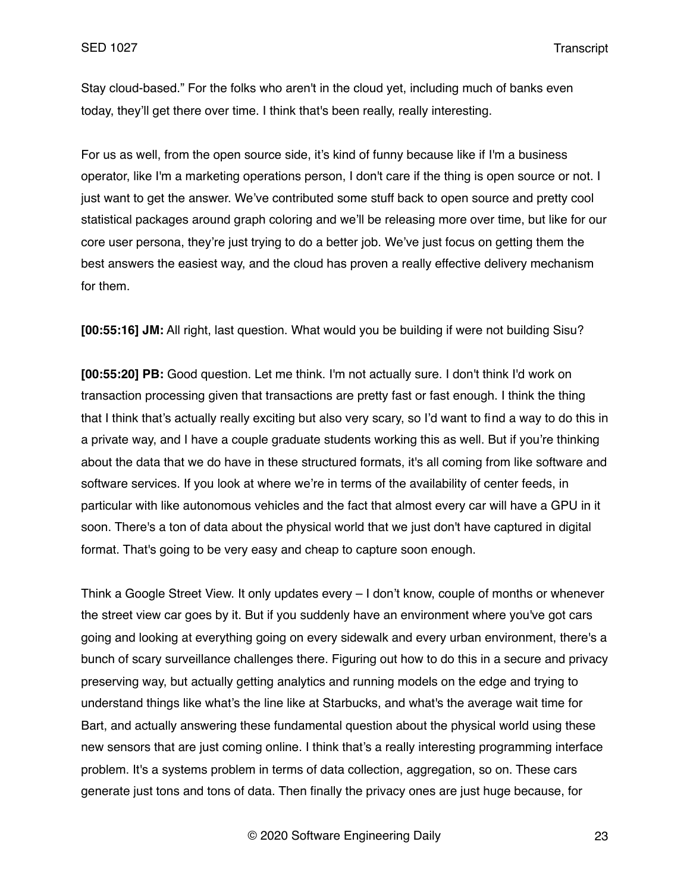Stay cloud-based." For the folks who aren't in the cloud yet, including much of banks even today, they'll get there over time. I think that's been really, really interesting.

For us as well, from the open source side, it's kind of funny because like if I'm a business operator, like I'm a marketing operations person, I don't care if the thing is open source or not. I just want to get the answer. We've contributed some stuff back to open source and pretty cool statistical packages around graph coloring and we'll be releasing more over time, but like for our core user persona, they're just trying to do a better job. We've just focus on getting them the best answers the easiest way, and the cloud has proven a really effective delivery mechanism for them.

**[00:55:16] JM:** All right, last question. What would you be building if were not building Sisu?

**[00:55:20] PB:** Good question. Let me think. I'm not actually sure. I don't think I'd work on transaction processing given that transactions are pretty fast or fast enough. I think the thing that I think that's actually really exciting but also very scary, so I'd want to find a way to do this in a private way, and I have a couple graduate students working this as well. But if you're thinking about the data that we do have in these structured formats, it's all coming from like software and software services. If you look at where we're in terms of the availability of center feeds, in particular with like autonomous vehicles and the fact that almost every car will have a GPU in it soon. There's a ton of data about the physical world that we just don't have captured in digital format. That's going to be very easy and cheap to capture soon enough.

Think a Google Street View. It only updates every – I don't know, couple of months or whenever the street view car goes by it. But if you suddenly have an environment where you've got cars going and looking at everything going on every sidewalk and every urban environment, there's a bunch of scary surveillance challenges there. Figuring out how to do this in a secure and privacy preserving way, but actually getting analytics and running models on the edge and trying to understand things like what's the line like at Starbucks, and what's the average wait time for Bart, and actually answering these fundamental question about the physical world using these new sensors that are just coming online. I think that's a really interesting programming interface problem. It's a systems problem in terms of data collection, aggregation, so on. These cars generate just tons and tons of data. Then finally the privacy ones are just huge because, for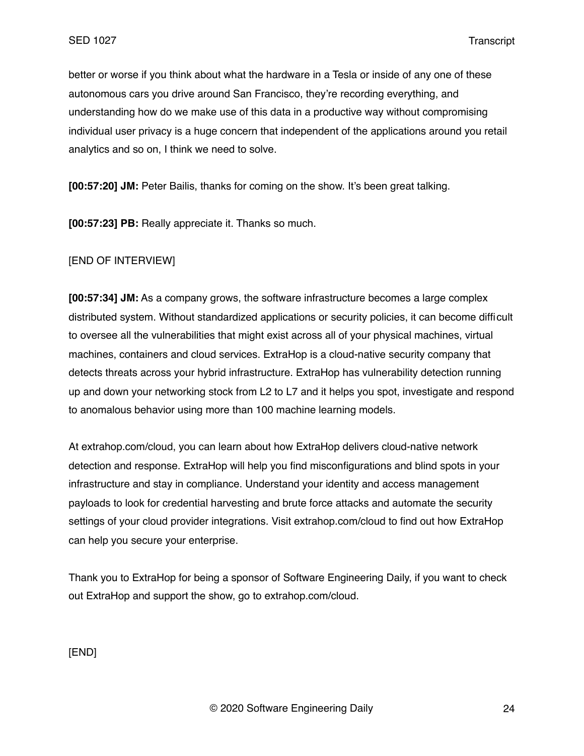better or worse if you think about what the hardware in a Tesla or inside of any one of these autonomous cars you drive around San Francisco, they're recording everything, and understanding how do we make use of this data in a productive way without compromising individual user privacy is a huge concern that independent of the applications around you retail analytics and so on, I think we need to solve.

**[00:57:20] JM:** Peter Bailis, thanks for coming on the show. It's been great talking.

**[00:57:23] PB:** Really appreciate it. Thanks so much.

[END OF INTERVIEW]

**[00:57:34] JM:** As a company grows, the software infrastructure becomes a large complex distributed system. Without standardized applications or security policies, it can become difficult to oversee all the vulnerabilities that might exist across all of your physical machines, virtual machines, containers and cloud services. ExtraHop is a cloud-native security company that detects threats across your hybrid infrastructure. ExtraHop has vulnerability detection running up and down your networking stock from L2 to L7 and it helps you spot, investigate and respond to anomalous behavior using more than 100 machine learning models.

At extrahop.com/cloud, you can learn about how ExtraHop delivers cloud-native network detection and response. ExtraHop will help you find misconfigurations and blind spots in your infrastructure and stay in compliance. Understand your identity and access management payloads to look for credential harvesting and brute force attacks and automate the security settings of your cloud provider integrations. Visit extrahop.com/cloud to find out how ExtraHop can help you secure your enterprise.

Thank you to ExtraHop for being a sponsor of Software Engineering Daily, if you want to check out ExtraHop and support the show, go to extrahop.com/cloud.

[END]